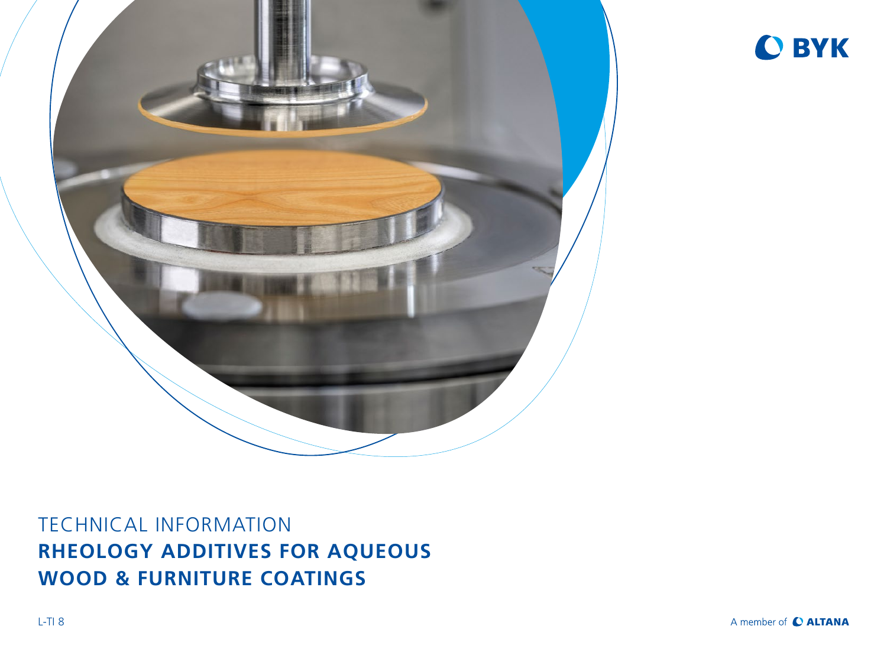BYK

TECHNICAL INFORMATION

# RHEOLOGY ADDITIVES FOR AQUEOUS WOOD & FURNITURE COATINGS

L-TI 8

A member of ALTANA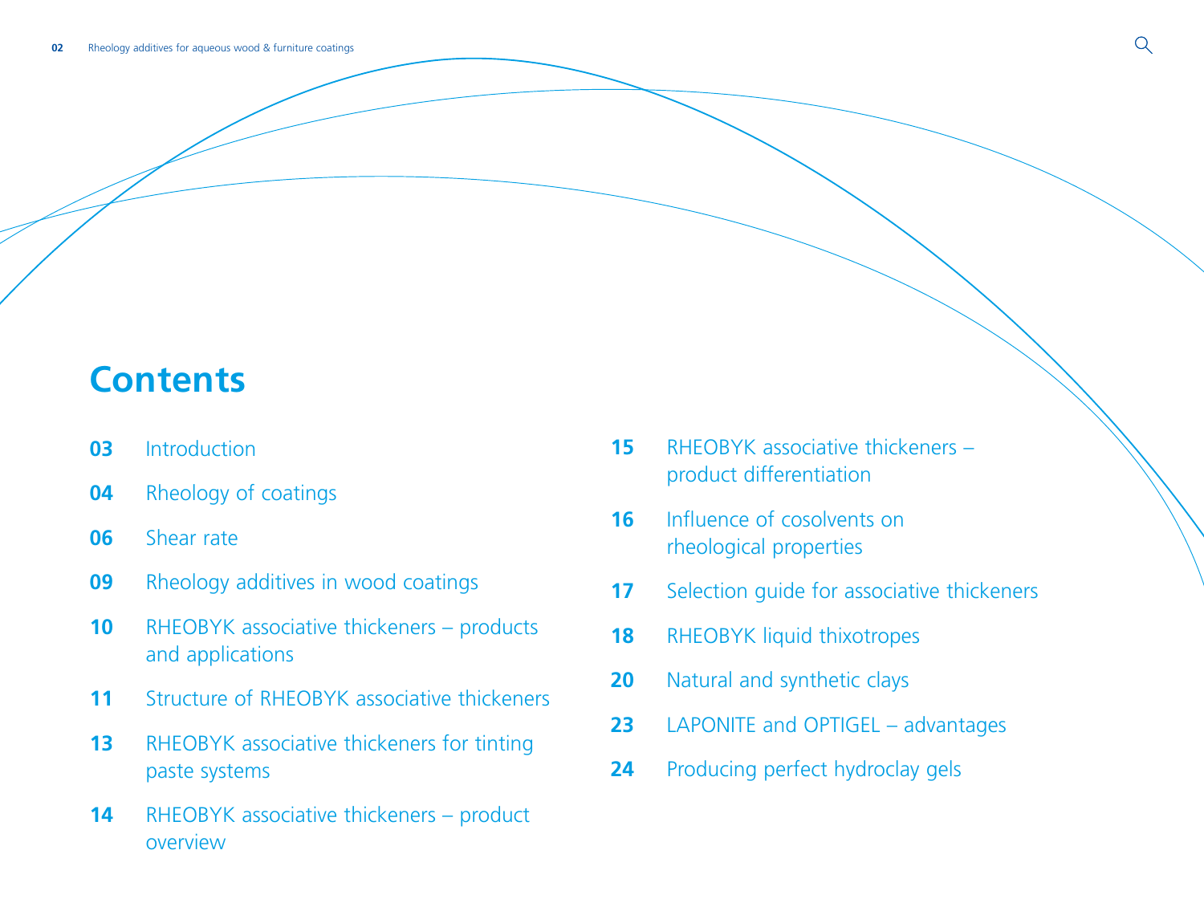# Contents

- **03** Introduction
- **04** Rheology of coatings
- **06** Shear rate
- **09** Rheology additives in wood coatings
- **10** RHEOBYK associative thickeners – products and applications
- **11** Structure of RHEOBYK associative thickeners
- **13** RHEOBYK associative thickeners for tinting paste systems
- **14** RHEOBYK associative thickeners – product overview
- **15** RHEOBYK associative thickeners – product differentiation
- **16** Influence of cosolvents on rheological properties
- **17** Selection guide for associative thickeners
- **18** RHEOBYK liquid thixotropes
- **20** Natural and synthetic clays
- **23** LAPONITE and OPTIGEL – advantages
- **24** Producing perfect hydroclay gels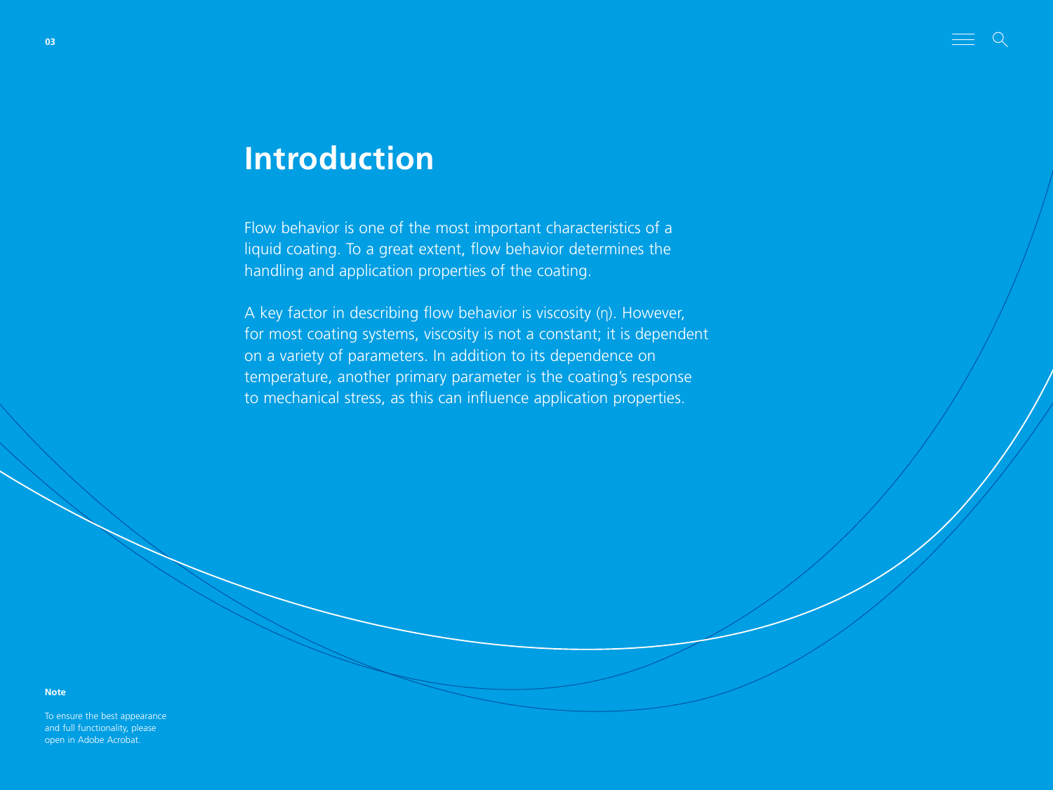# Introduction

Flow behavior is one of the most important characteristics of a liquid coating. To a great extent, flow behavior determines the handling and application properties of the coating.

A key factor in describing flow behavior is viscosity (η). However, for most coating systems, viscosity is not a constant; it is dependent on a variety of parameters. In addition to its dependence on temperature, another primary parameter is the coating's response to mechanical stress, as this can influence application properties.

**Note**

To ensure the best appearance and full functionality, please open in Adobe Acrobat.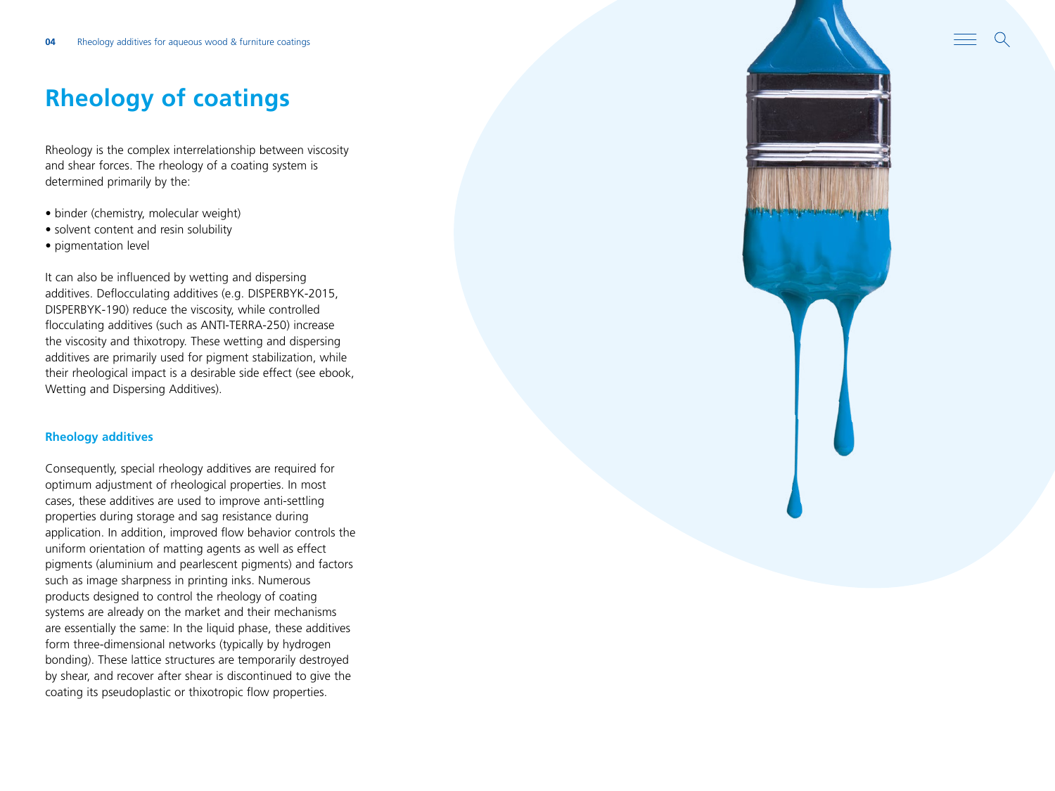# Rheology of coatings

Rheology is the complex interrelationship between viscosity and shear forces. The rheology of a coating system is determined primarily by the:

- binder (chemistry, molecular weight)
- solvent content and resin solubility
- pigmentation level

It can also be influenced by wetting and dispersing additives. Deflocculating additives (e.g. DISPERBYK-2015, DISPERBYK-190) reduce the viscosity, while controlled flocculating additives (such as ANTI-TERRA-250) increase the viscosity and thixotropy. These wetting and dispersing additives are primarily used for pigment stabilization, while their rheological impact is a desirable side effect (see ebook, Wetting and Dispersing Additives).

## Rheology additives

Consequently, special rheology additives are required for optimum adjustment of rheological properties. In most cases, these additives are used to improve anti-settling properties during storage and sag resistance during application. In addition, improved flow behavior controls the uniform orientation of matting agents as well as effect pigments (aluminium and pearlescent pigments) and factors such as image sharpness in printing inks. Numerous products designed to control the rheology of coating systems are already on the market and their mechanisms are essentially the same: In the liquid phase, these additives form three-dimensional networks (typically by hydrogen bonding). These lattice structures are temporarily destroyed by shear, and recover after shear is discontinued to give the coating its pseudoplastic or thixotropic flow properties.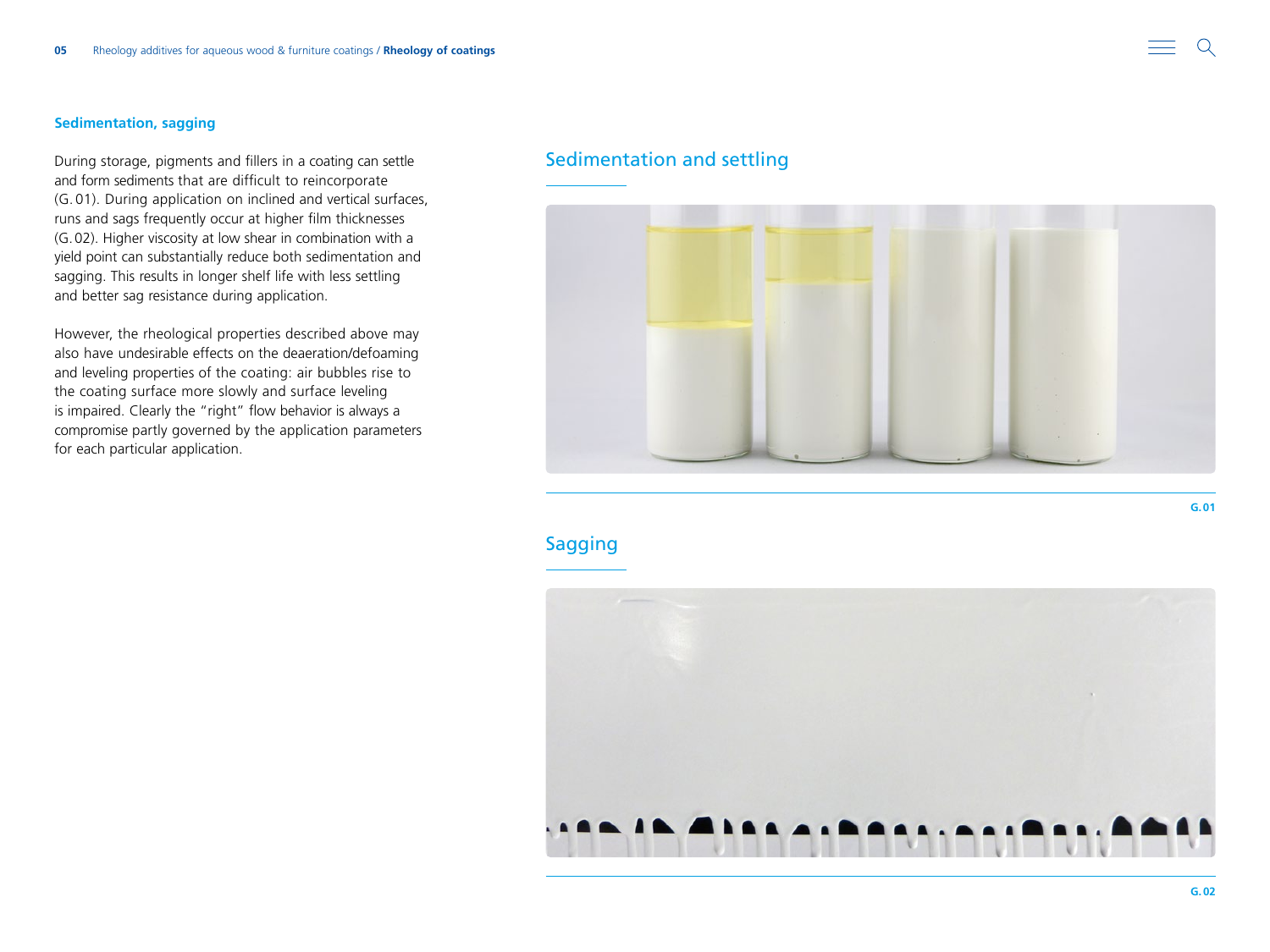### Sedimentation, sagging

During storage, pigments and fillers in a coating can settle and form sediments that are difficult to reincorporate (G. 01). During application on inclined and vertical surfaces, runs and sags frequently occur at higher film thicknesses (G. 02). Higher viscosity at low shear in combination with a yield point can substantially reduce both sedimentation and sagging. This results in longer shelf life with less settling and better sag resistance during application.

However, the rheological properties described above may also have undesirable effects on the deaeration/defoaming and leveling properties of the coating: air bubbles rise to the coating surface more slowly and surface leveling is impaired. Clearly the "right" flow behavior is always a compromise partly governed by the application parameters for each particular application.

## Sedimentation and settling

G. 01

## Sagging

G. 02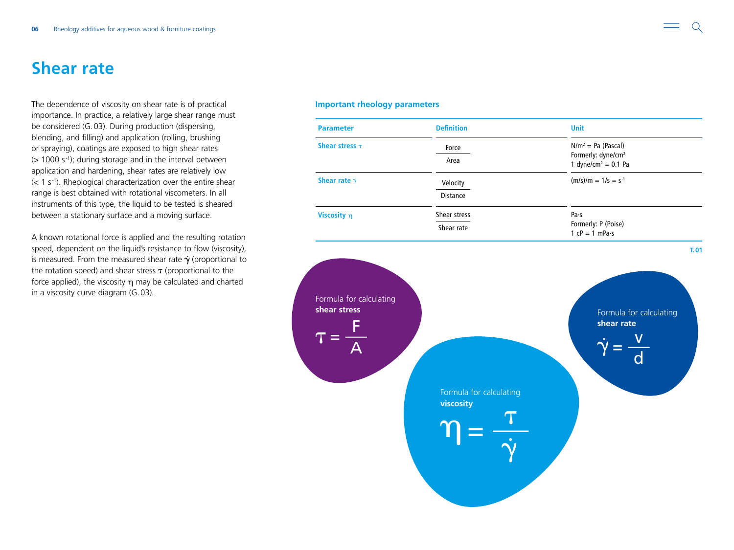# Shear rate

The dependence of viscosity on shear rate is of practical importance. In practice, a relatively large shear range must be considered (G. 03). During production (dispersing, blending, and filling) and application (rolling, brushing or spraying), coatings are exposed to high shear rates (> 1000 $s^{-1}$); during storage and in the interval between application and hardening, shear rates are relatively low (< 1 $s^{-1}$). Rheological characterization over the entire shear range is best obtained with rotational viscometers. In all instruments of this type, the liquid to be tested is sheared between a stationary surface and a moving surface.

A known rotational force is applied and the resulting rotation speed, dependent on the liquid's resistance to flow (viscosity), is measured. From the measured shear rate $\dot{\gamma}$ (proportional to the rotation speed) and shear stress $\tau$ (proportional to the force applied), the viscosity $\eta$ may be calculated and charted in a viscosity curve diagram (G. 03).

### Important rheology parameters

| Parameter | Definition | Unit |
| --- | --- | --- |
| Shear stress $\tau$ | $\frac{\text{Force}}{\text{Area}}$ | $N/m^2$ = Pa (Pascal)<br>Formerly: $dyne/cm^2$<br>1 $dyne/cm^2$ = 0.1 Pa |
| Shear rate $\dot{\gamma}$ | $\frac{\text{Velocity}}{\text{Distance}}$ | (m/s)/m = 1/s = $s^{-1}$ |
| Viscosity $\eta$ | $\frac{\text{Shear stress}}{\text{Shear rate}}$ | Pa·s<br>Formerly: P (Poise)<br>1 cP = 1 mPa·s |

T. 01

Formula for calculating **shear stress**

$$\tau = \frac{F}{A}$$

Formula for calculating **shear rate**

$$\dot{\gamma} = \frac{v}{d}$$

Formula for calculating **viscosity**

$$\eta = \frac{\tau}{\dot{\gamma}}$$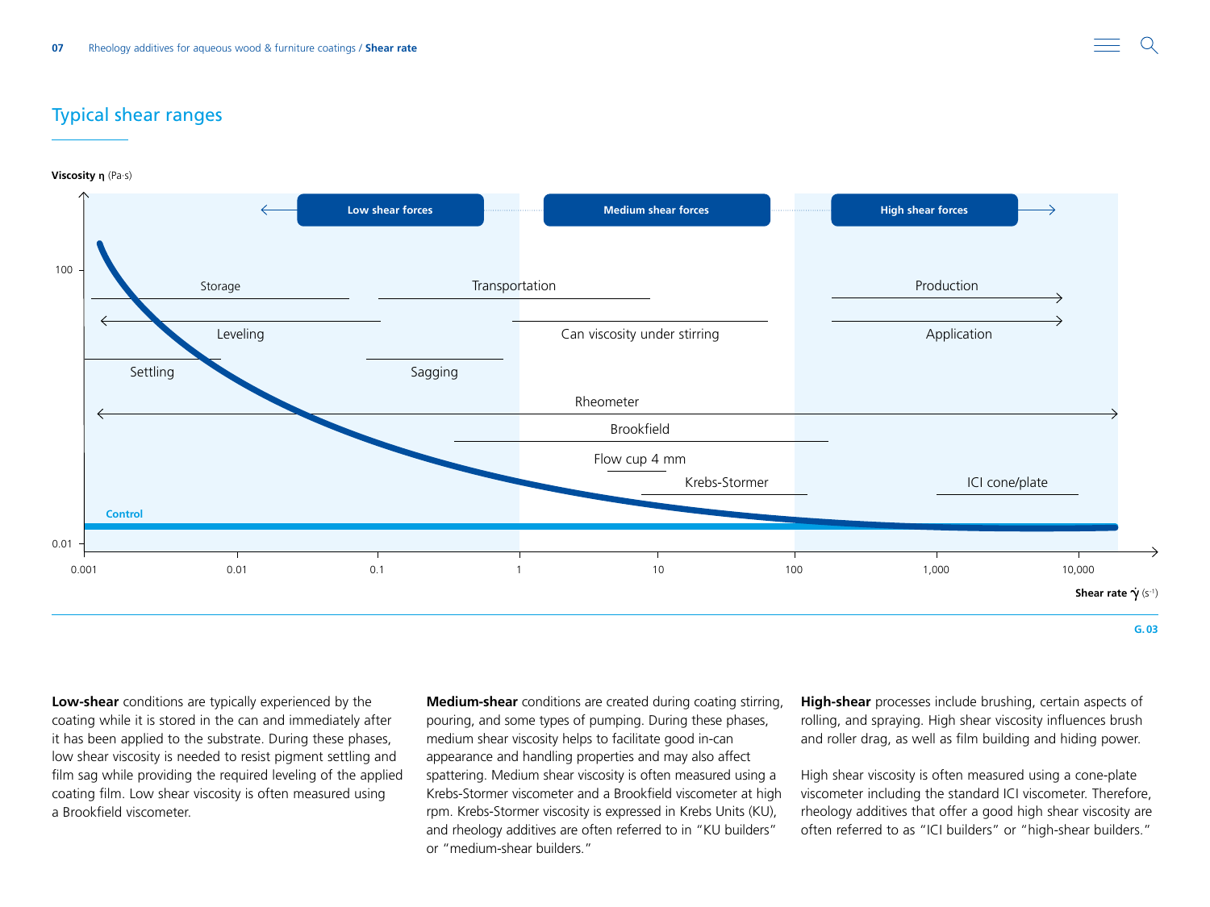## Typical shear ranges

Viscosity η (Pa·s)

Low shear forces | Medium shear forces | High shear forces

100

Storage | Transportation | Production

Leveling | Can viscosity under stirring | Application

Settling | Sagging

Rheometer

Brookfield

Flow cup 4 mm

Krebs-Stormer | ICI cone/plate

Control

0.01

0.001 | 0.01 | 0.1 | 1 | 10 | 100 | 1,000 | 10,000

Shear rate $\dot{\gamma}$ ($s^{-1}$)

G. 03

**Low-shear** conditions are typically experienced by the coating while it is stored in the can and immediately after it has been applied to the substrate. During these phases, low shear viscosity is needed to resist pigment settling and film sag while providing the required leveling of the applied coating film. Low shear viscosity is often measured using a Brookfield viscometer.

**Medium-shear** conditions are created during coating stirring, pouring, and some types of pumping. During these phases, medium shear viscosity helps to facilitate good in-can appearance and handling properties and may also affect spattering. Medium shear viscosity is often measured using a Krebs-Stormer viscometer and a Brookfield viscometer at high rpm. Krebs-Stormer viscosity is expressed in Krebs Units (KU), and rheology additives are often referred to in "KU builders" or "medium-shear builders."

**High-shear** processes include brushing, certain aspects of rolling, and spraying. High shear viscosity influences brush and roller drag, as well as film building and hiding power.

High shear viscosity is often measured using a cone-plate viscometer including the standard ICI viscometer. Therefore, rheology additives that offer a good high shear viscosity are often referred to as "ICI builders" or "high-shear builders."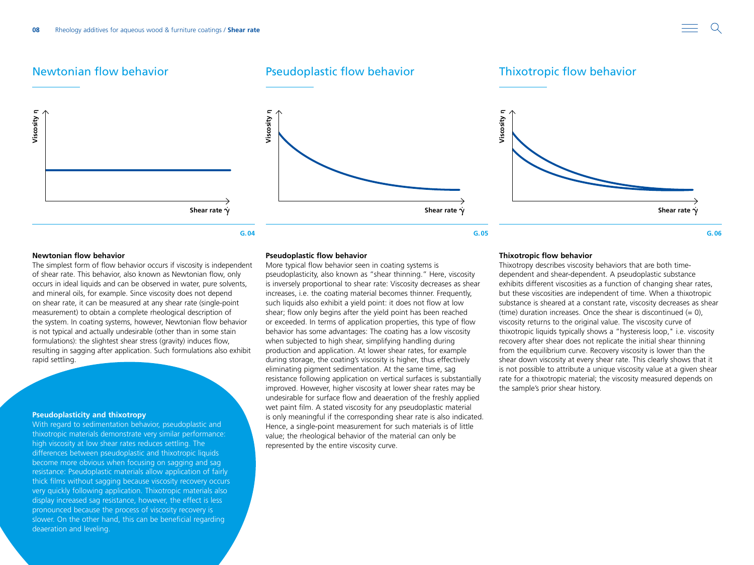## Newtonian flow behavior

Viscosity η

Shear rate $\dot{\gamma}$

G.04

## Pseudoplastic flow behavior

Viscosity η

Shear rate $\dot{\gamma}$

G.05

## Thixotropic flow behavior

Viscosity η

Shear rate $\dot{\gamma}$

G.06

**Newtonian flow behavior**

The simplest form of flow behavior occurs if viscosity is independent of shear rate. This behavior, also known as Newtonian flow, only occurs in ideal liquids and can be observed in water, pure solvents, and mineral oils, for example. Since viscosity does not depend on shear rate, it can be measured at any shear rate (single-point measurement) to obtain a complete rheological description of the system. In coating systems, however, Newtonian flow behavior is not typical and actually undesirable (other than in some stain formulations): the slightest shear stress (gravity) induces flow, resulting in sagging after application. Such formulations also exhibit rapid settling.

**Pseudoplasticity and thixotropy**

With regard to sedimentation behavior, pseudoplastic and thixotropic materials demonstrate very similar performance: high viscosity at low shear rates reduces settling. The differences between pseudoplastic and thixotropic liquids become more obvious when focusing on sagging and sag resistance: Pseudoplastic materials allow application of fairly thick films without sagging because viscosity recovery occurs very quickly following application. Thixotropic materials also display increased sag resistance, however, the effect is less pronounced because the process of viscosity recovery is slower. On the other hand, this can be beneficial regarding deaeration and leveling.

**Pseudoplastic flow behavior**

More typical flow behavior seen in coating systems is pseudoplasticity, also known as "shear thinning." Here, viscosity is inversely proportional to shear rate: Viscosity decreases as shear increases, i.e. the coating material becomes thinner. Frequently, such liquids also exhibit a yield point: it does not flow at low shear; flow only begins after the yield point has been reached or exceeded. In terms of application properties, this type of flow behavior has some advantages: The coating has a low viscosity when subjected to high shear, simplifying handling during production and application. At lower shear rates, for example during storage, the coating's viscosity is higher, thus effectively eliminating pigment sedimentation. At the same time, sag resistance following application on vertical surfaces is substantially improved. However, higher viscosity at lower shear rates may be undesirable for surface flow and deaeration of the freshly applied wet paint film. A stated viscosity for any pseudoplastic material is only meaningful if the corresponding shear rate is also indicated. Hence, a single-point measurement for such materials is of little value; the rheological behavior of the material can only be represented by the entire viscosity curve.

**Thixotropic flow behavior**

Thixotropy describes viscosity behaviors that are both time-dependent and shear-dependent. A pseudoplastic substance exhibits different viscosities as a function of changing shear rates, but these viscosities are independent of time. When a thixotropic substance is sheared at a constant rate, viscosity decreases as shear (time) duration increases. Once the shear is discontinued (= 0), viscosity returns to the original value. The viscosity curve of thixotropic liquids typically shows a "hysteresis loop," i.e. viscosity recovery after shear does not replicate the initial shear thinning from the equilibrium curve. Recovery viscosity is lower than the shear down viscosity at every shear rate. This clearly shows that it is not possible to attribute a unique viscosity value at a given shear rate for a thixotropic material; the viscosity measured depends on the sample's prior shear history.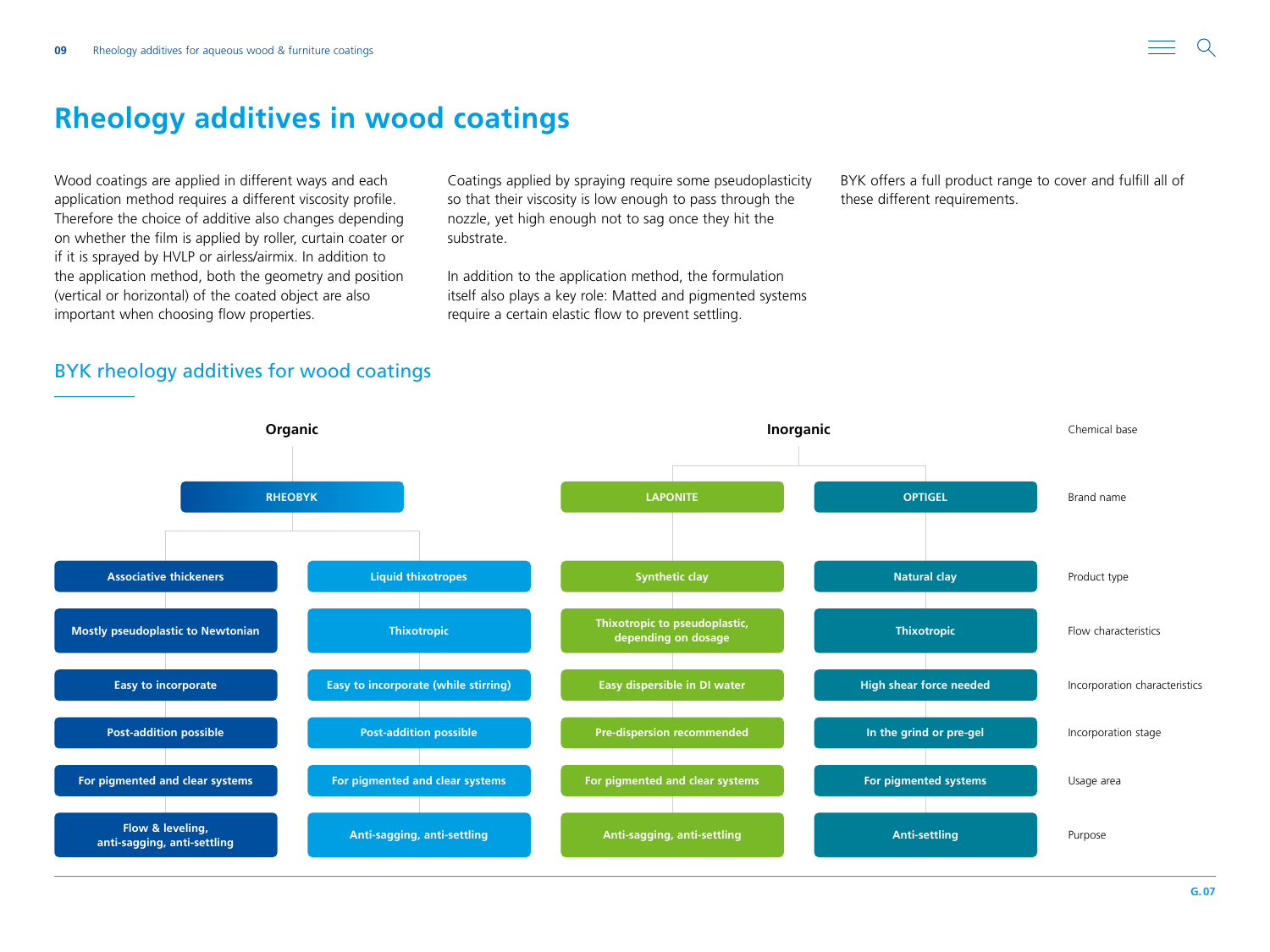# Rheology additives in wood coatings

Wood coatings are applied in different ways and each application method requires a different viscosity profile. Therefore the choice of additive also changes depending on whether the film is applied by roller, curtain coater or if it is sprayed by HVLP or airless/airmix. In addition to the application method, both the geometry and position (vertical or horizontal) of the coated object are also important when choosing flow properties.

Coatings applied by spraying require some pseudoplasticity so that their viscosity is low enough to pass through the nozzle, yet high enough not to sag once they hit the substrate.

In addition to the application method, the formulation itself also plays a key role: Matted and pigmented systems require a certain elastic flow to prevent settling.

BYK offers a full product range to cover and fulfill all of these different requirements.

## BYK rheology additives for wood coatings

| Chemical base | Organic | | Inorganic | |
|---|---|---|---|---|
| Brand name | RHEOBYK | | LAPONITE | OPTIGEL |
| Product type | Associative thickeners | Liquid thixotropes | Synthetic clay | Natural clay |
| Flow characteristics | Mostly pseudoplastic to Newtonian | Thixotropic | Thixotropic to pseudoplastic, depending on dosage | Thixotropic |
| Incorporation characteristics | Easy to incorporate | Easy to incorporate (while stirring) | Easy dispersible in DI water | High shear force needed |
| Incorporation stage | Post-addition possible | Post-addition possible | Pre-dispersion recommended | In the grind or pre-gel |
| Usage area | For pigmented and clear systems | For pigmented and clear systems | For pigmented and clear systems | For pigmented systems |
| Purpose | Flow & leveling, anti-sagging, anti-settling | Anti-sagging, anti-settling | Anti-sagging, anti-settling | Anti-settling |

G. 07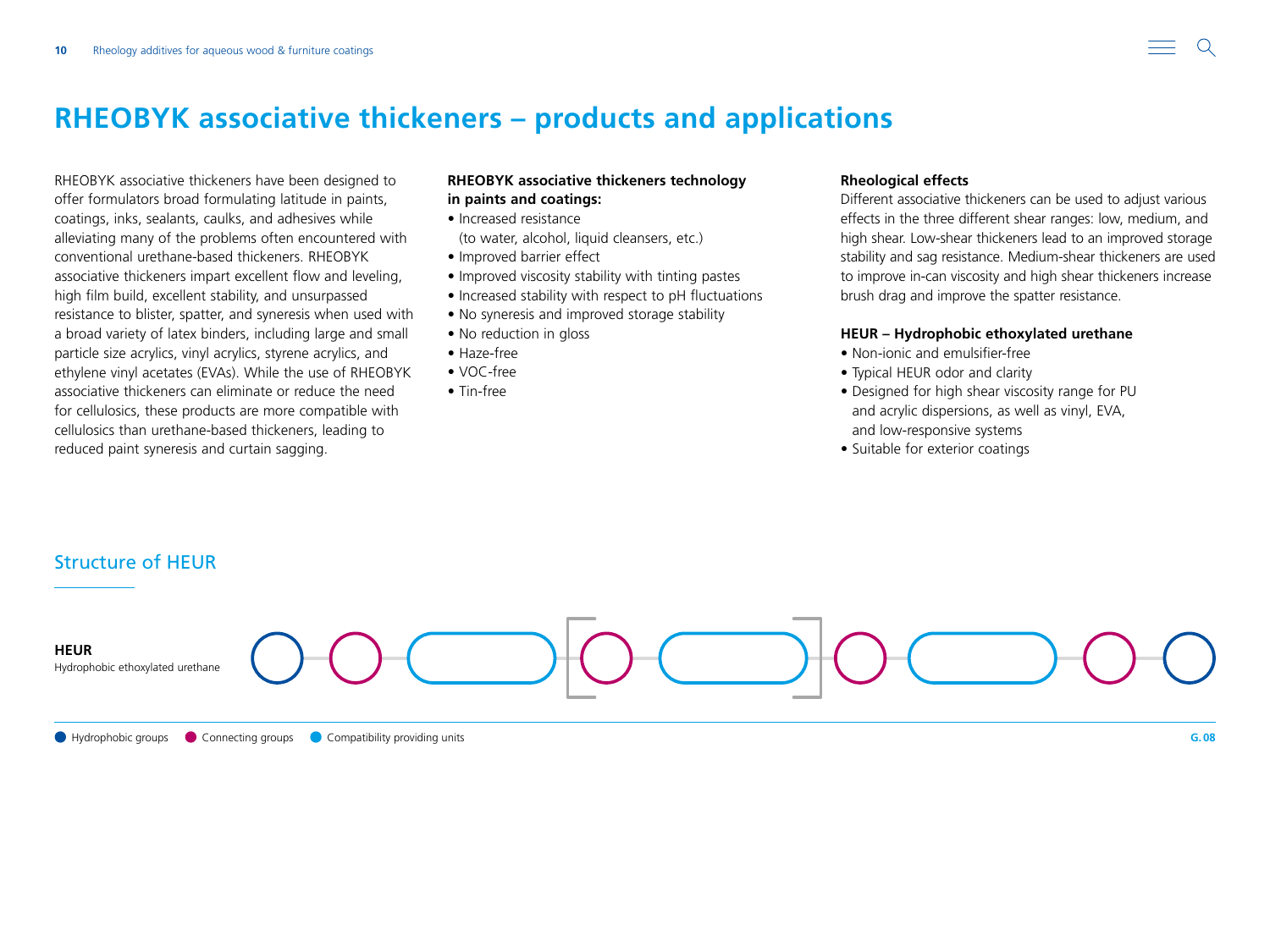# RHEOBYK associative thickeners – products and applications

RHEOBYK associative thickeners have been designed to offer formulators broad formulating latitude in paints, coatings, inks, sealants, caulks, and adhesives while alleviating many of the problems often encountered with conventional urethane-based thickeners. RHEOBYK associative thickeners impart excellent flow and leveling, high film build, excellent stability, and unsurpassed resistance to blister, spatter, and syneresis when used with a broad variety of latex binders, including large and small particle size acrylics, vinyl acrylics, styrene acrylics, and ethylene vinyl acetates (EVAs). While the use of RHEOBYK associative thickeners can eliminate or reduce the need for cellulosics, these products are more compatible with cellulosics than urethane-based thickeners, leading to reduced paint syneresis and curtain sagging.

**RHEOBYK associative thickeners technology in paints and coatings:**

- Increased resistance (to water, alcohol, liquid cleansers, etc.)
- Improved barrier effect
- Improved viscosity stability with tinting pastes
- Increased stability with respect to pH fluctuations
- No syneresis and improved storage stability
- No reduction in gloss
- Haze-free
- VOC-free
- Tin-free

**Rheological effects**

Different associative thickeners can be used to adjust various effects in the three different shear ranges: low, medium, and high shear. Low-shear thickeners lead to an improved storage stability and sag resistance. Medium-shear thickeners are used to improve in-can viscosity and high shear thickeners increase brush drag and improve the spatter resistance.

**HEUR – Hydrophobic ethoxylated urethane**

- Non-ionic and emulsifier-free
- Typical HEUR odor and clarity
- Designed for high shear viscosity range for PU and acrylic dispersions, as well as vinyl, EVA, and low-responsive systems
- Suitable for exterior coatings

## Structure of HEUR

**HEUR**
Hydrophobic ethoxylated urethane

Hydrophobic groups · Connecting groups · Compatibility providing units

G. 08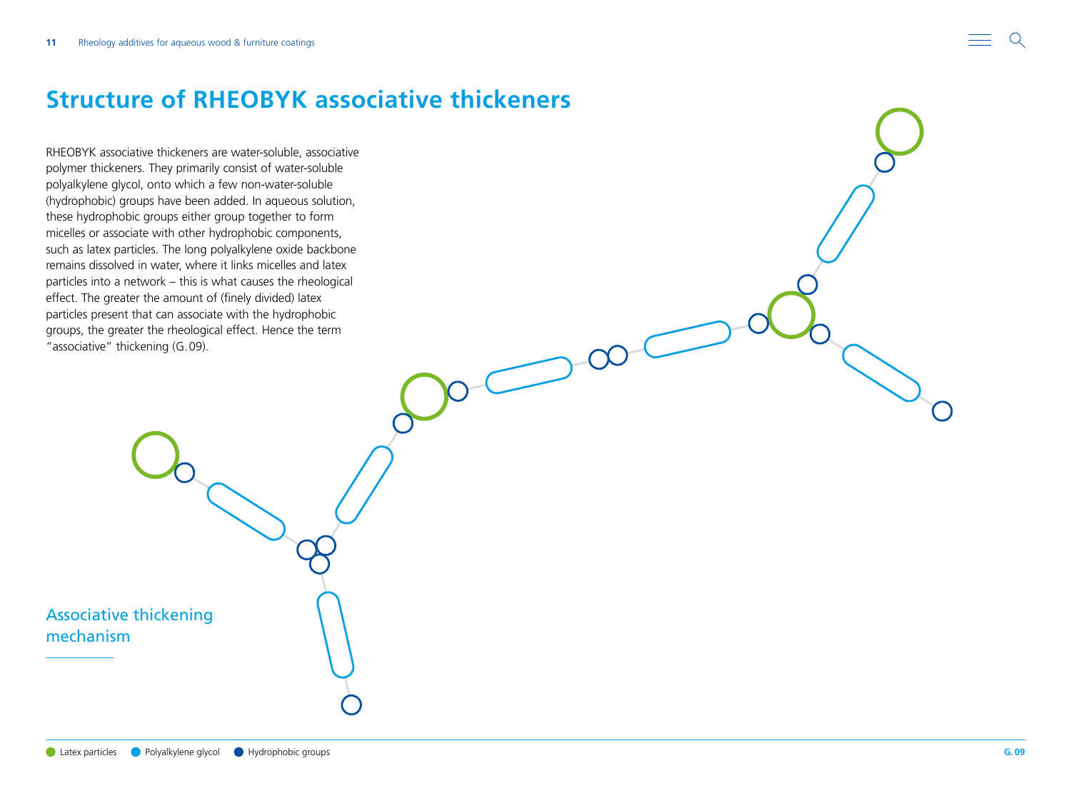# Structure of RHEOBYK associative thickeners

RHEOBYK associative thickeners are water-soluble, associative polymer thickeners. They primarily consist of water-soluble polyalkylene glycol, onto which a few non-water-soluble (hydrophobic) groups have been added. In aqueous solution, these hydrophobic groups either group together to form micelles or associate with other hydrophobic components, such as latex particles. The long polyalkylene oxide backbone remains dissolved in water, where it links micelles and latex particles into a network – this is what causes the rheological effect. The greater the amount of (finely divided) latex particles present that can associate with the hydrophobic groups, the greater the rheological effect. Hence the term "associative" thickening (G. 09).

## Associative thickening mechanism

Latex particles   Polyalkylene glycol   Hydrophobic groups

G. 09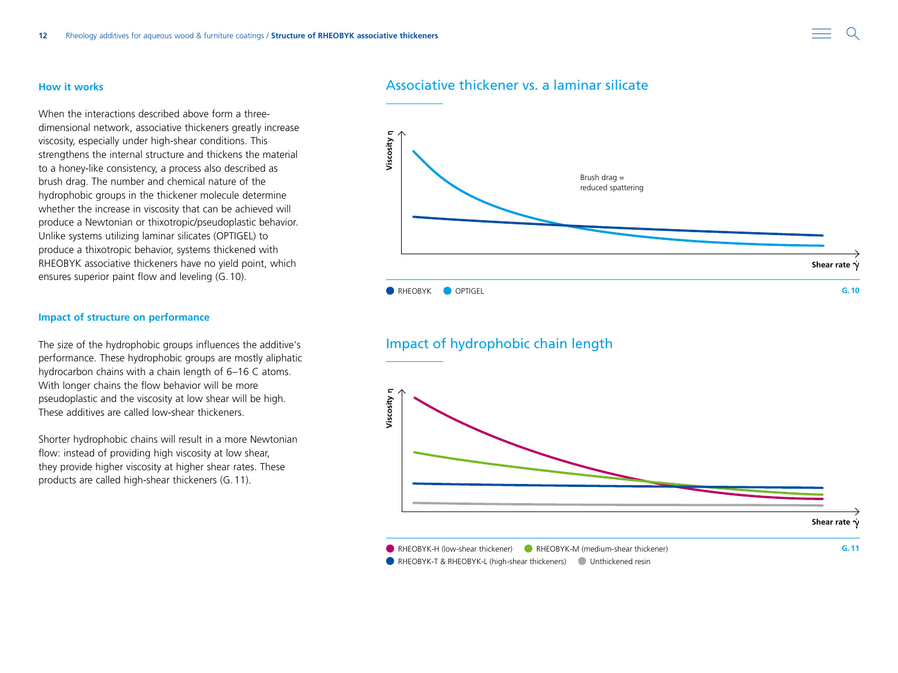### How it works

When the interactions described above form a three-dimensional network, associative thickeners greatly increase viscosity, especially under high-shear conditions. This strengthens the internal structure and thickens the material to a honey-like consistency, a process also described as brush drag. The number and chemical nature of the hydrophobic groups in the thickener molecule determine whether the increase in viscosity that can be achieved will produce a Newtonian or thixotropic/pseudoplastic behavior. Unlike systems utilizing laminar silicates (OPTIGEL) to produce a thixotropic behavior, systems thickened with RHEOBYK associative thickeners have no yield point, which ensures superior paint flow and leveling (G. 10).

### Impact of structure on performance

The size of the hydrophobic groups influences the additive's performance. These hydrophobic groups are mostly aliphatic hydrocarbon chains with a chain length of 6–16 C atoms. With longer chains the flow behavior will be more pseudoplastic and the viscosity at low shear will be high. These additives are called low-shear thickeners.

Shorter hydrophobic chains will result in a more Newtonian flow: instead of providing high viscosity at low shear, they provide higher viscosity at higher shear rates. These products are called high-shear thickeners (G. 11).

## Associative thickener vs. a laminar silicate

Viscosity η

Brush drag = reduced spattering

Shear rate $\dot{\gamma}$

RHEOBYK OPTIGEL

G. 10

## Impact of hydrophobic chain length

Viscosity η

Shear rate $\dot{\gamma}$

RHEOBYK-H (low-shear thickener) RHEOBYK-M (medium-shear thickener) RHEOBYK-T & RHEOBYK-L (high-shear thickeners) Unthickened resin

G. 11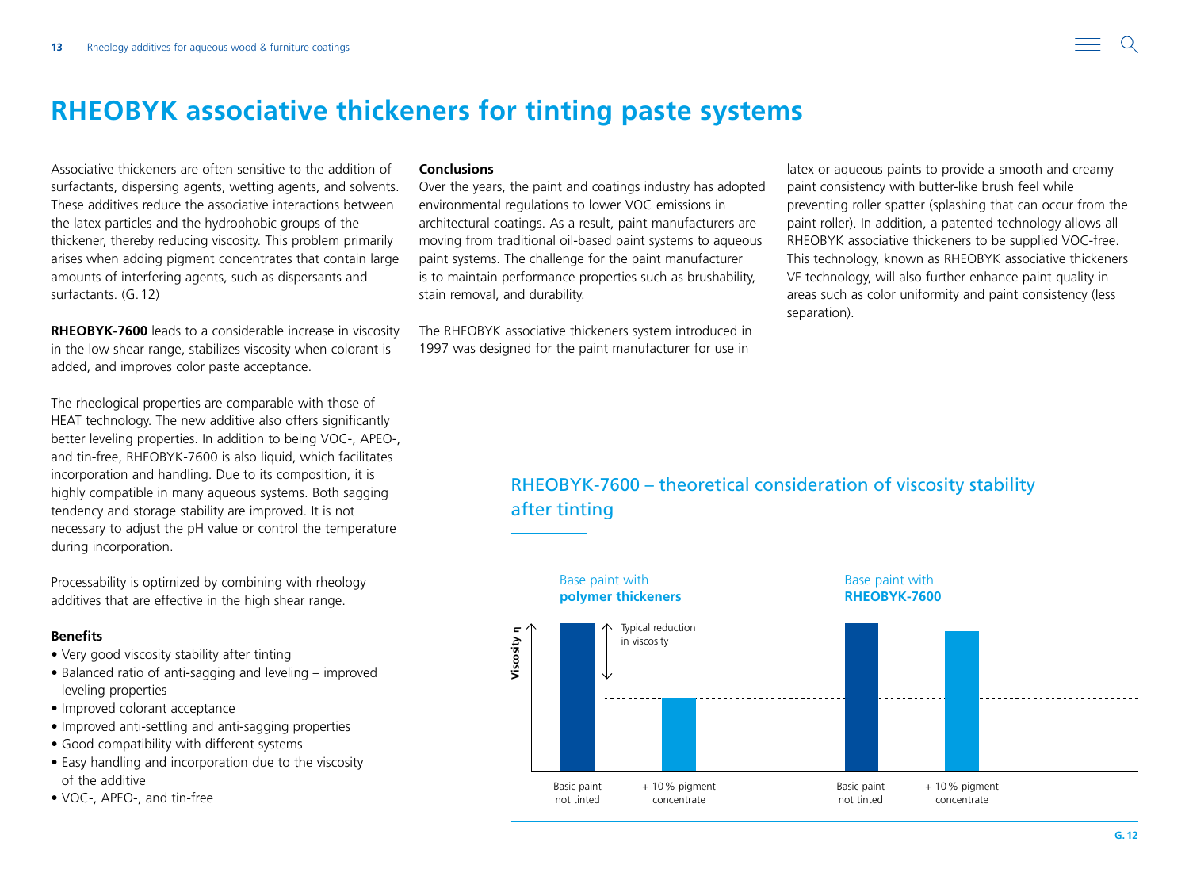# RHEOBYK associative thickeners for tinting paste systems

Associative thickeners are often sensitive to the addition of surfactants, dispersing agents, wetting agents, and solvents. These additives reduce the associative interactions between the latex particles and the hydrophobic groups of the thickener, thereby reducing viscosity. This problem primarily arises when adding pigment concentrates that contain large amounts of interfering agents, such as dispersants and surfactants. (G. 12)

**RHEOBYK-7600** leads to a considerable increase in viscosity in the low shear range, stabilizes viscosity when colorant is added, and improves color paste acceptance.

The rheological properties are comparable with those of HEAT technology. The new additive also offers significantly better leveling properties. In addition to being VOC-, APEO-, and tin-free, RHEOBYK-7600 is also liquid, which facilitates incorporation and handling. Due to its composition, it is highly compatible in many aqueous systems. Both sagging tendency and storage stability are improved. It is not necessary to adjust the pH value or control the temperature during incorporation.

Processability is optimized by combining with rheology additives that are effective in the high shear range.

**Benefits**

- Very good viscosity stability after tinting
- Balanced ratio of anti-sagging and leveling – improved leveling properties
- Improved colorant acceptance
- Improved anti-settling and anti-sagging properties
- Good compatibility with different systems
- Easy handling and incorporation due to the viscosity of the additive
- VOC-, APEO-, and tin-free

**Conclusions**

Over the years, the paint and coatings industry has adopted environmental regulations to lower VOC emissions in architectural coatings. As a result, paint manufacturers are moving from traditional oil-based paint systems to aqueous paint systems. The challenge for the paint manufacturer is to maintain performance properties such as brushability, stain removal, and durability.

The RHEOBYK associative thickeners system introduced in 1997 was designed for the paint manufacturer for use in latex or aqueous paints to provide a smooth and creamy paint consistency with butter-like brush feel while preventing roller spatter (splashing that can occur from the paint roller). In addition, a patented technology allows all RHEOBYK associative thickeners to be supplied VOC-free. This technology, known as RHEOBYK associative thickeners VF technology, will also further enhance paint quality in areas such as color uniformity and paint consistency (less separation).

## RHEOBYK-7600 – theoretical consideration of viscosity stability after tinting

Base paint with **polymer thickeners** | Base paint with **RHEOBYK-7600**

Viscosity η

Typical reduction in viscosity

Basic paint not tinted | + 10 % pigment concentrate | Basic paint not tinted | + 10 % pigment concentrate

G. 12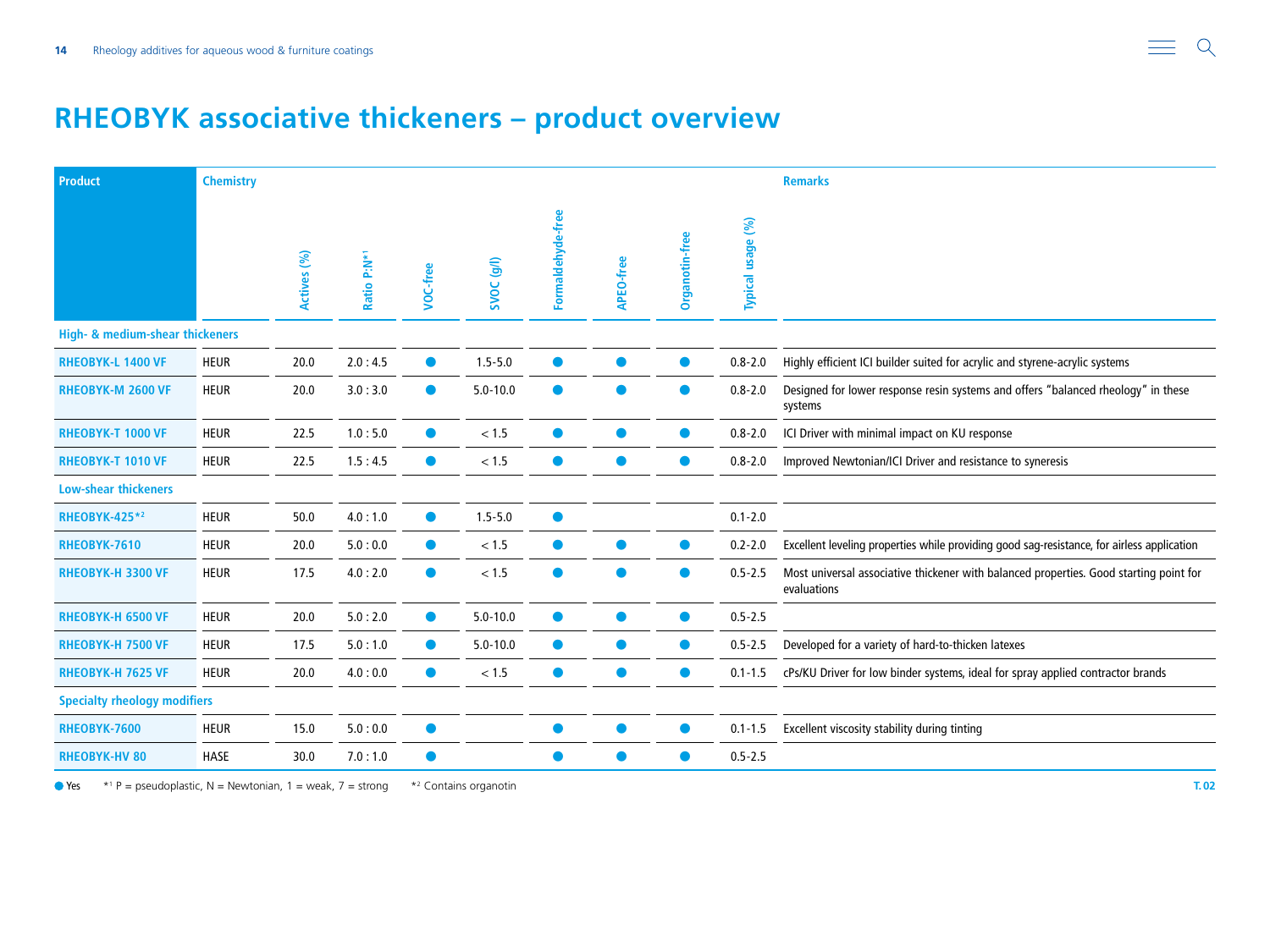# RHEOBYK associative thickeners – product overview

| Product | Chemistry | Actives (%) | Ratio P:N*[1] | VOC-free | SVOC (g/l) | Formaldehyde-free | APEO-free | Organotin-free | Typical usage (%) | Remarks |
|---|---|---|---|---|---|---|---|---|---|---|
| **High- & medium-shear thickeners** | | | | | | | | | | |
| RHEOBYK-L 1400 VF | HEUR | 20.0 | 2.0 : 4.5 | ● | 1.5-5.0 | ● | ● | ● | 0.8-2.0 | Highly efficient ICI builder suited for acrylic and styrene-acrylic systems |
| RHEOBYK-M 2600 VF | HEUR | 20.0 | 3.0 : 3.0 | ● | 5.0-10.0 | ● | ● | ● | 0.8-2.0 | Designed for lower response resin systems and offers "balanced rheology" in these systems |
| RHEOBYK-T 1000 VF | HEUR | 22.5 | 1.0 : 5.0 | ● | < 1.5 | ● | ● | ● | 0.8-2.0 | ICI Driver with minimal impact on KU response |
| RHEOBYK-T 1010 VF | HEUR | 22.5 | 1.5 : 4.5 | ● | < 1.5 | ● | ● | ● | 0.8-2.0 | Improved Newtonian/ICI Driver and resistance to syneresis |
| **Low-shear thickeners** | | | | | | | | | | |
| RHEOBYK-425*[2] | HEUR | 50.0 | 4.0 : 1.0 | ● | 1.5-5.0 | ● | | | 0.1-2.0 | |
| RHEOBYK-7610 | HEUR | 20.0 | 5.0 : 0.0 | ● | < 1.5 | ● | ● | ● | 0.2-2.0 | Excellent leveling properties while providing good sag-resistance, for airless application |
| RHEOBYK-H 3300 VF | HEUR | 17.5 | 4.0 : 2.0 | ● | < 1.5 | ● | ● | ● | 0.5-2.5 | Most universal associative thickener with balanced properties. Good starting point for evaluations |
| RHEOBYK-H 6500 VF | HEUR | 20.0 | 5.0 : 2.0 | ● | 5.0-10.0 | ● | ● | ● | 0.5-2.5 | |
| RHEOBYK-H 7500 VF | HEUR | 17.5 | 5.0 : 1.0 | ● | 5.0-10.0 | ● | ● | ● | 0.5-2.5 | Developed for a variety of hard-to-thicken latexes |
| RHEOBYK-H 7625 VF | HEUR | 20.0 | 4.0 : 0.0 | ● | < 1.5 | ● | ● | ● | 0.1-1.5 | cPs/KU Driver for low binder systems, ideal for spray applied contractor brands |
| **Specialty rheology modifiers** | | | | | | | | | | |
| RHEOBYK-7600 | HEUR | 15.0 | 5.0 : 0.0 | ● | | ● | ● | ● | 0.1-1.5 | Excellent viscosity stability during tinting |
| RHEOBYK-HV 80 | HASE | 30.0 | 7.0 : 1.0 | ● | | ● | ● | ● | 0.5-2.5 | |

● Yes *[1] P = pseudoplastic, N = Newtonian, 1 = weak, 7 = strong *[2] Contains organotin

T. 02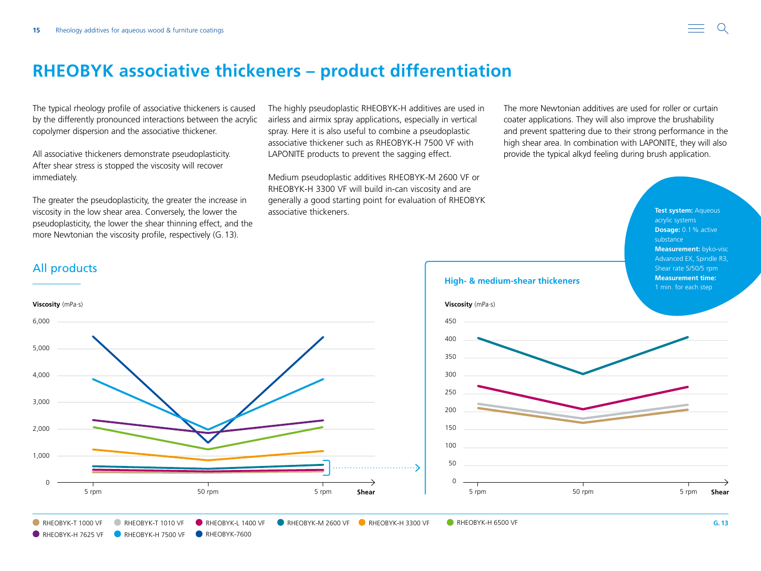# RHEOBYK associative thickeners – product differentiation

The typical rheology profile of associative thickeners is caused by the differently pronounced interactions between the acrylic copolymer dispersion and the associative thickener.

All associative thickeners demonstrate pseudoplasticity. After shear stress is stopped the viscosity will recover immediately.

The greater the pseudoplasticity, the greater the increase in viscosity in the low shear area. Conversely, the lower the pseudoplasticity, the lower the shear thinning effect, and the more Newtonian the viscosity profile, respectively (G. 13).

The highly pseudoplastic RHEOBYK-H additives are used in airless and airmix spray applications, especially in vertical spray. Here it is also useful to combine a pseudoplastic associative thickener such as RHEOBYK-H 7500 VF with LAPONITE products to prevent the sagging effect.

Medium pseudoplastic additives RHEOBYK-M 2600 VF or RHEOBYK-H 3300 VF will build in-can viscosity and are generally a good starting point for evaluation of RHEOBYK associative thickeners.

The more Newtonian additives are used for roller or curtain coater applications. They will also improve the brushability and prevent spattering due to their strong performance in the high shear area. In combination with LAPONITE, they will also provide the typical alkyd feeling during brush application.

**Test system:** Aqueous acrylic systems
**Dosage:** 0.1 % active substance
**Measurement:** byko-visc Advanced EX, Spindle R3, Shear rate 5/50/5 rpm
**Measurement time:** 1 min. for each step

## All products

**Viscosity** (mPa·s)

Y-axis: 0 – 6,000; X-axis (Shear): 5 rpm, 50 rpm, 5 rpm

### High- & medium-shear thickeners

**Viscosity** (mPa·s)

Y-axis: 0 – 450; X-axis (Shear): 5 rpm, 50 rpm, 5 rpm

RHEOBYK-T 1000 VF · RHEOBYK-T 1010 VF · RHEOBYK-L 1400 VF · RHEOBYK-M 2600 VF · RHEOBYK-H 3300 VF · RHEOBYK-H 6500 VF · RHEOBYK-H 7625 VF · RHEOBYK-H 7500 VF · RHEOBYK-7600

G. 13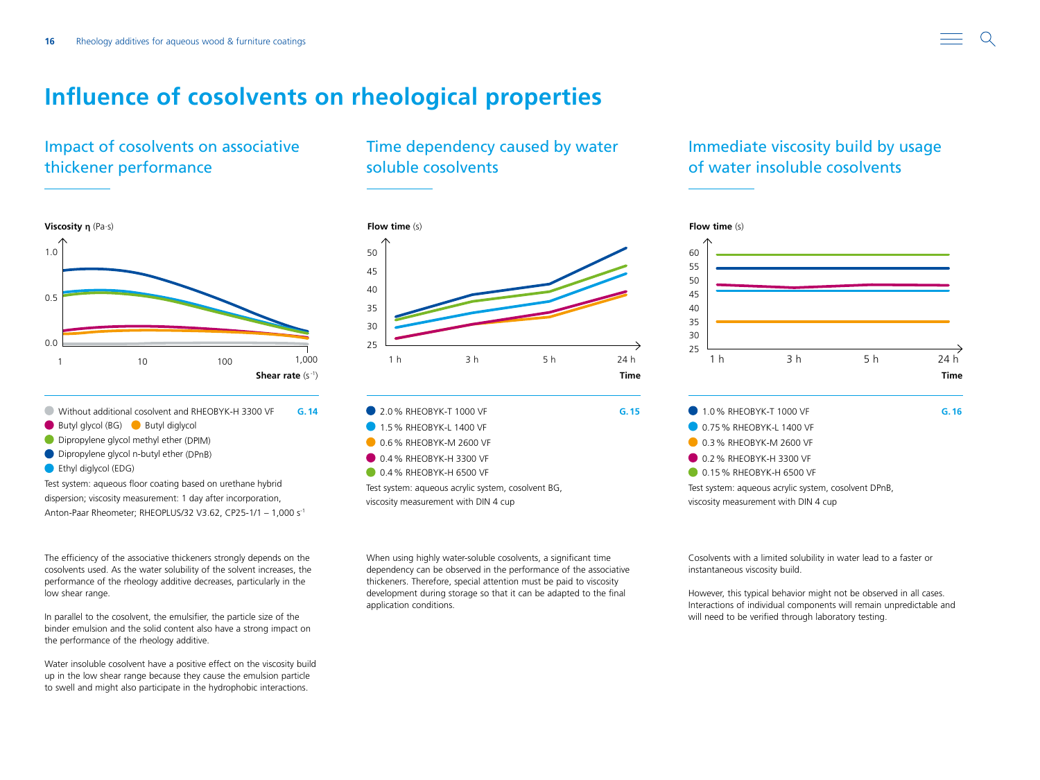# Influence of cosolvents on rheological properties

## Impact of cosolvents on associative thickener performance

Viscosity η (Pa·s)

Shear rate ($s^{-1}$)

G. 14

- Without additional cosolvent and RHEOBYK-H 3300 VF
- Butyl glycol (BG)
- Butyl diglycol
- Dipropylene glycol methyl ether (DPIM)
- Dipropylene glycol n-butyl ether (DPnB)
- Ethyl diglycol (EDG)

Test system: aqueous floor coating based on urethane hybrid dispersion; viscosity measurement: 1 day after incorporation, Anton-Paar Rheometer; RHEOPLUS/32 V3.62, CP25-1/1 – 1,000 $s^{-1}$

The efficiency of the associative thickeners strongly depends on the cosolvents used. As the water solubility of the solvent increases, the performance of the rheology additive decreases, particularly in the low shear range.

In parallel to the cosolvent, the emulsifier, the particle size of the binder emulsion and the solid content also have a strong impact on the performance of the rheology additive.

Water insoluble cosolvent have a positive effect on the viscosity build up in the low shear range because they cause the emulsion particle to swell and might also participate in the hydrophobic interactions.

## Time dependency caused by water soluble cosolvents

Flow time (s)

Time

G. 15

- 2.0 % RHEOBYK-T 1000 VF
- 1.5 % RHEOBYK-L 1400 VF
- 0.6 % RHEOBYK-M 2600 VF
- 0.4 % RHEOBYK-H 3300 VF
- 0.4 % RHEOBYK-H 6500 VF

Test system: aqueous acrylic system, cosolvent BG, viscosity measurement with DIN 4 cup

When using highly water-soluble cosolvents, a significant time dependency can be observed in the performance of the associative thickeners. Therefore, special attention must be paid to viscosity development during storage so that it can be adapted to the final application conditions.

## Immediate viscosity build by usage of water insoluble cosolvents

Flow time (s)

Time

G. 16

- 1.0 % RHEOBYK-T 1000 VF
- 0.75 % RHEOBYK-L 1400 VF
- 0.3 % RHEOBYK-M 2600 VF
- 0.2 % RHEOBYK-H 3300 VF
- 0.15 % RHEOBYK-H 6500 VF

Test system: aqueous acrylic system, cosolvent DPnB, viscosity measurement with DIN 4 cup

Cosolvents with a limited solubility in water lead to a faster or instantaneous viscosity build.

However, this typical behavior might not be observed in all cases. Interactions of individual components will remain unpredictable and will need to be verified through laboratory testing.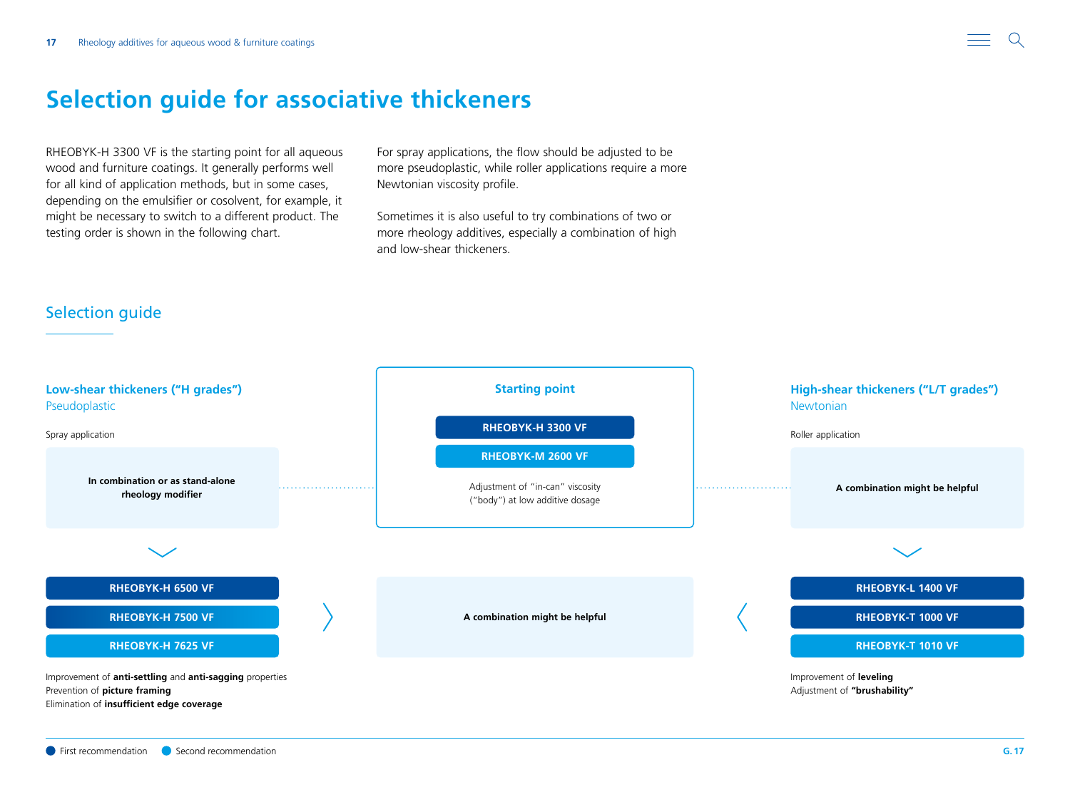# Selection guide for associative thickeners

RHEOBYK-H 3300 VF is the starting point for all aqueous wood and furniture coatings. It generally performs well for all kind of application methods, but in some cases, depending on the emulsifier or cosolvent, for example, it might be necessary to switch to a different product. The testing order is shown in the following chart.

For spray applications, the flow should be adjusted to be more pseudoplastic, while roller applications require a more Newtonian viscosity profile.

Sometimes it is also useful to try combinations of two or more rheology additives, especially a combination of high and low-shear thickeners.

## Selection guide

### Starting point

**RHEOBYK-H 3300 VF**

**RHEOBYK-M 2600 VF**

Adjustment of "in-can" viscosity ("body") at low additive dosage

**A combination might be helpful**

### Low-shear thickeners ("H grades")

Pseudoplastic

Spray application

**In combination or as stand-alone rheology modifier**

**RHEOBYK-H 6500 VF**

**RHEOBYK-H 7500 VF**

**RHEOBYK-H 7625 VF**

Improvement of **anti-settling** and **anti-sagging** properties
Prevention of **picture framing**
Elimination of **insufficient edge coverage**

### High-shear thickeners ("L/T grades")

Newtonian

Roller application

**A combination might be helpful**

**RHEOBYK-L 1400 VF**

**RHEOBYK-T 1000 VF**

**RHEOBYK-T 1010 VF**

Improvement of **leveling**
Adjustment of **"brushability"**

● First recommendation ● Second recommendation

G. 17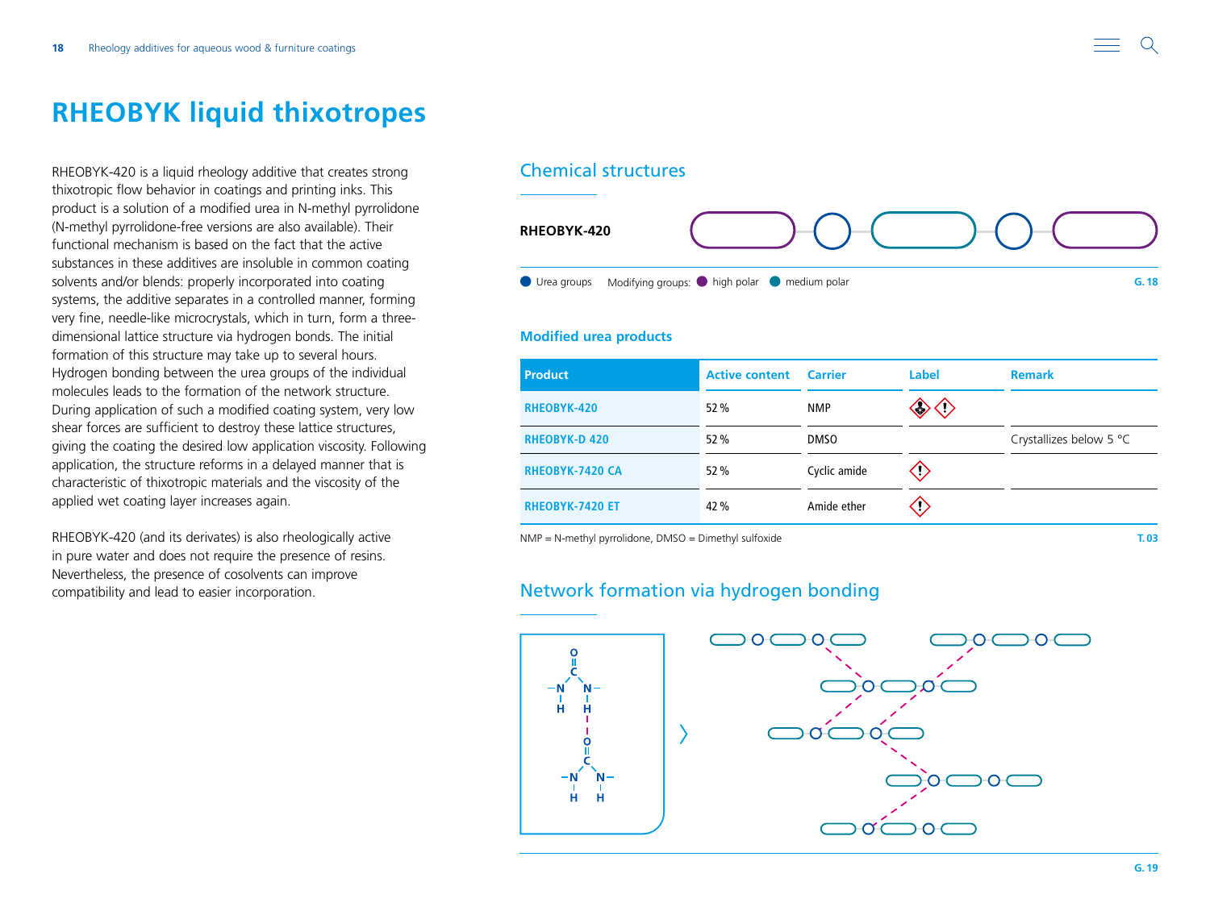# RHEOBYK liquid thixotropes

RHEOBYK-420 is a liquid rheology additive that creates strong thixotropic flow behavior in coatings and printing inks. This product is a solution of a modified urea in N-methyl pyrrolidone (N-methyl pyrrolidone-free versions are also available). Their functional mechanism is based on the fact that the active substances in these additives are insoluble in common coating solvents and/or blends: properly incorporated into coating systems, the additive separates in a controlled manner, forming very fine, needle-like microcrystals, which in turn, form a three-dimensional lattice structure via hydrogen bonds. The initial formation of this structure may take up to several hours. Hydrogen bonding between the urea groups of the individual molecules leads to the formation of the network structure. During application of such a modified coating system, very low shear forces are sufficient to destroy these lattice structures, giving the coating the desired low application viscosity. Following application, the structure reforms in a delayed manner that is characteristic of thixotropic materials and the viscosity of the applied wet coating layer increases again.

RHEOBYK-420 (and its derivates) is also rheologically active in pure water and does not require the presence of resins. Nevertheless, the presence of cosolvents can improve compatibility and lead to easier incorporation.

## Chemical structures

**RHEOBYK-420**

Urea groups   Modifying groups: high polar   medium polar

G. 18

### Modified urea products

| Product | Active content | Carrier | Label | Remark |
|---|---|---|---|---|
| RHEOBYK-420 | 52 % | NMP | ◇ ◇ | |
| RHEOBYK-D 420 | 52 % | DMSO | | Crystallizes below 5 °C |
| RHEOBYK-7420 CA | 52 % | Cyclic amide | ◇ | |
| RHEOBYK-7420 ET | 42 % | Amide ether | ◇ | |

NMP = N-methyl pyrrolidone, DMSO = Dimethyl sulfoxide

T. 03

## Network formation via hydrogen bonding

G. 19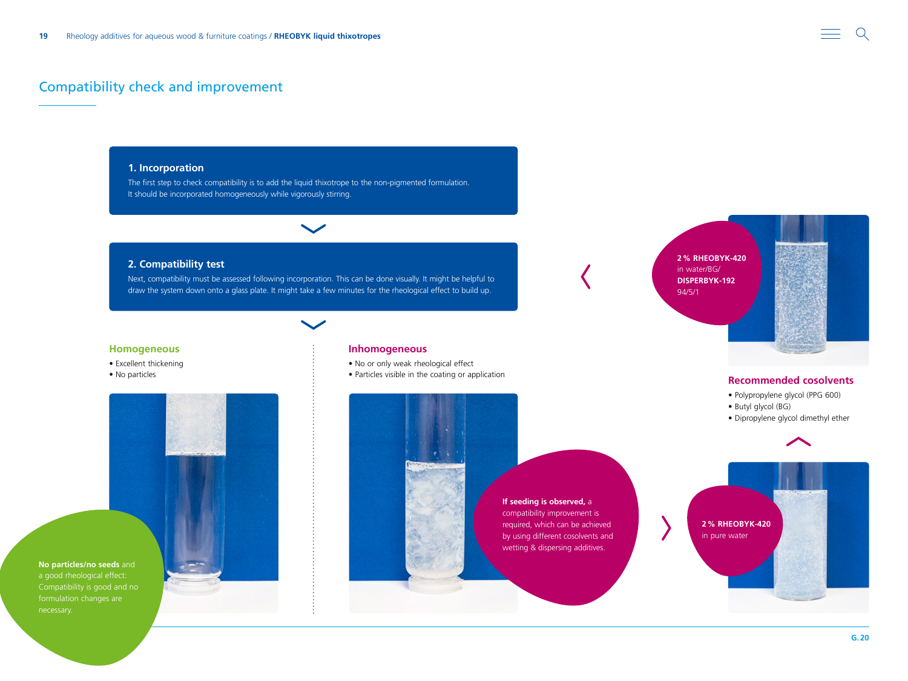## Compatibility check and improvement

### 1. Incorporation

The first step to check compatibility is to add the liquid thixotrope to the non-pigmented formulation. It should be incorporated homogeneously while vigorously stirring.

### 2. Compatibility test

Next, compatibility must be assessed following incorporation. This can be done visually. It might be helpful to draw the system down onto a glass plate. It might take a few minutes for the rheological effect to build up.

#### Homogeneous

- Excellent thickening
- No particles

**No particles/no seeds** and a good rheological effect: Compatibility is good and no formulation changes are necessary.

#### Inhomogeneous

- No or only weak rheological effect
- Particles visible in the coating or application

**If seeding is observed,** a compatibility improvement is required, which can be achieved by using different cosolvents and wetting & dispersing additives.

**2 % RHEOBYK-420** in pure water

**2 % RHEOBYK-420** in water/BG/ **DISPERBYK-192** 94/5/1

#### Recommended cosolvents

- Polypropylene glycol (PPG 600)
- Butyl glycol (BG)
- Dipropylene glycol dimethyl ether

G. 20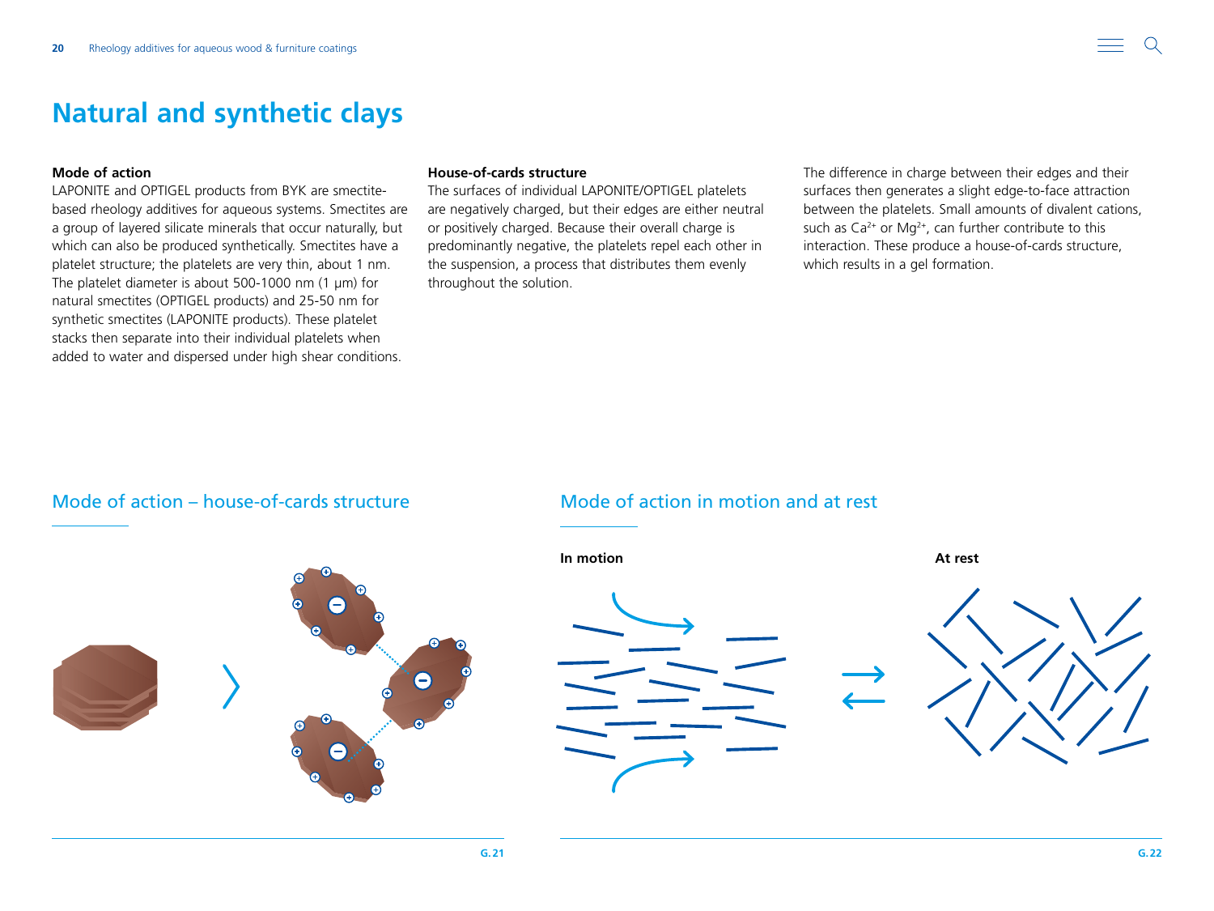# Natural and synthetic clays

**Mode of action**
LAPONITE and OPTIGEL products from BYK are smectite-based rheology additives for aqueous systems. Smectites are a group of layered silicate minerals that occur naturally, but which can also be produced synthetically. Smectites have a platelet structure; the platelets are very thin, about 1 nm. The platelet diameter is about 500-1000 nm (1 µm) for natural smectites (OPTIGEL products) and 25-50 nm for synthetic smectites (LAPONITE products). These platelet stacks then separate into their individual platelets when added to water and dispersed under high shear conditions.

**House-of-cards structure**
The surfaces of individual LAPONITE/OPTIGEL platelets are negatively charged, but their edges are either neutral or positively charged. Because their overall charge is predominantly negative, the platelets repel each other in the suspension, a process that distributes them evenly throughout the solution.

The difference in charge between their edges and their surfaces then generates a slight edge-to-face attraction between the platelets. Small amounts of divalent cations, such as $Ca^{2+}$ or $Mg^{2+}$, can further contribute to this interaction. These produce a house-of-cards structure, which results in a gel formation.

## Mode of action – house-of-cards structure

G.21

## Mode of action in motion and at rest

**In motion**

**At rest**

G.22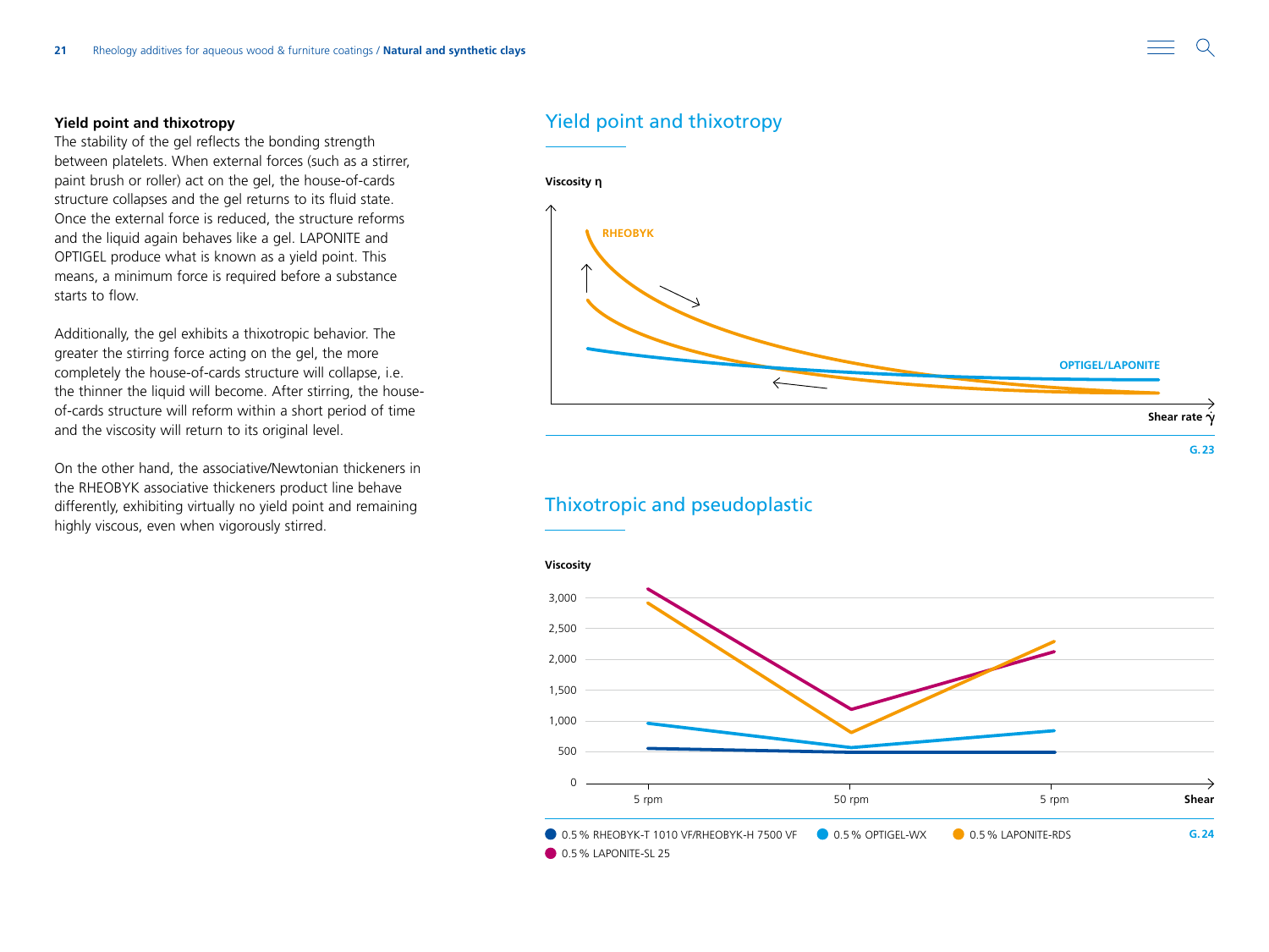### Yield point and thixotropy

The stability of the gel reflects the bonding strength between platelets. When external forces (such as a stirrer, paint brush or roller) act on the gel, the house-of-cards structure collapses and the gel returns to its fluid state. Once the external force is reduced, the structure reforms and the liquid again behaves like a gel. LAPONITE and OPTIGEL produce what is known as a yield point. This means, a minimum force is required before a substance starts to flow.

Additionally, the gel exhibits a thixotropic behavior. The greater the stirring force acting on the gel, the more completely the house-of-cards structure will collapse, i.e. the thinner the liquid will become. After stirring, the house-of-cards structure will reform within a short period of time and the viscosity will return to its original level.

On the other hand, the associative/Newtonian thickeners in the RHEOBYK associative thickeners product line behave differently, exhibiting virtually no yield point and remaining highly viscous, even when vigorously stirred.

## Yield point and thixotropy

Viscosity η

RHEOBYK

OPTIGEL/LAPONITE

Shear rate $\dot{\gamma}$

G. 23

## Thixotropic and pseudoplastic

Viscosity

3,000
2,500
2,000
1,500
1,000
500
0

5 rpm 50 rpm 5 rpm Shear

0.5 % RHEOBYK-T 1010 VF/RHEOBYK-H 7500 VF | 0.5 % OPTIGEL-WX | 0.5 % LAPONITE-RDS | 0.5 % LAPONITE-SL 25

G. 24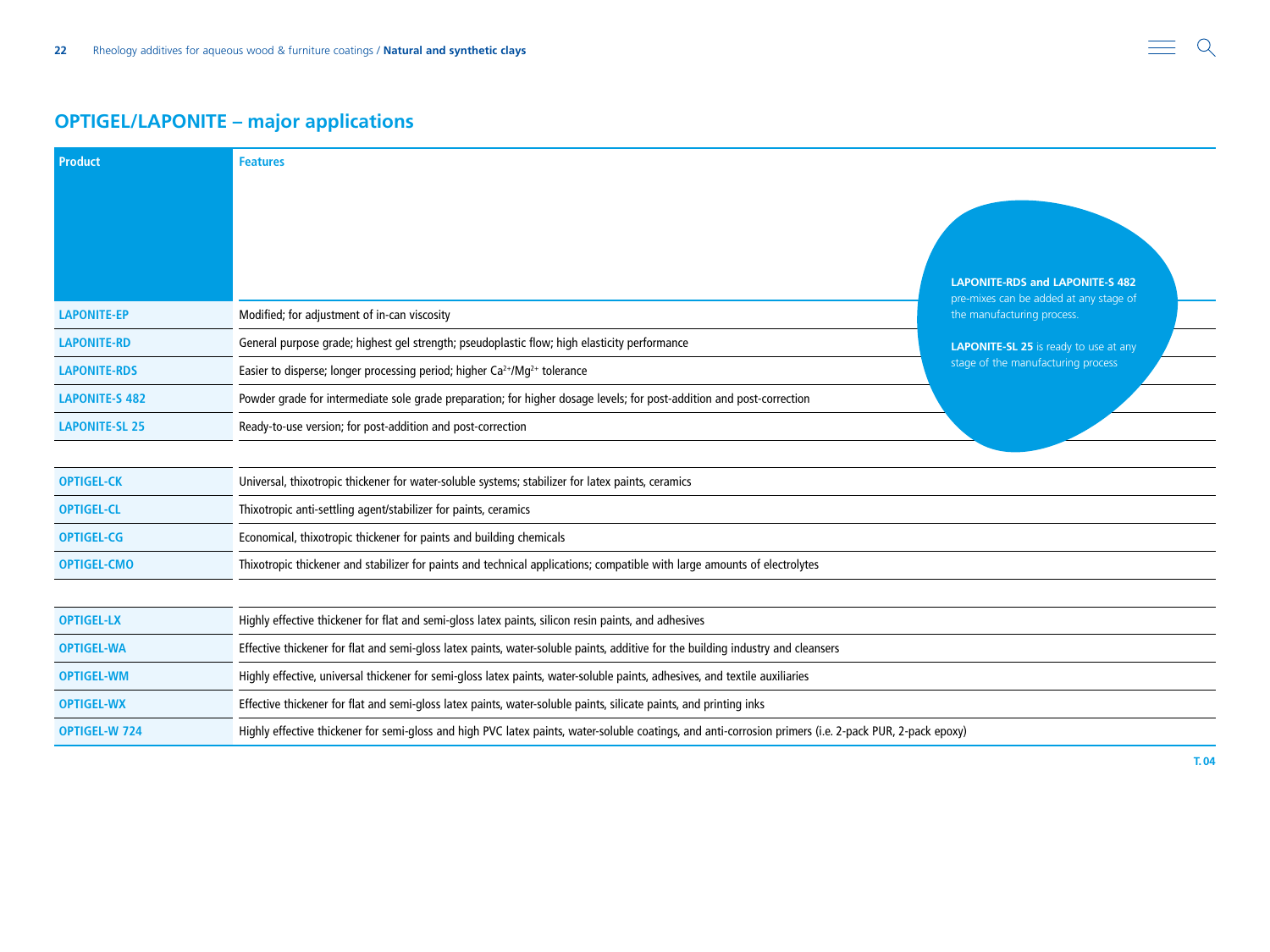## OPTIGEL/LAPONITE – major applications

| Product | Features |
|---|---|
| LAPONITE-EP | Modified; for adjustment of in-can viscosity |
| LAPONITE-RD | General purpose grade; highest gel strength; pseudoplastic flow; high elasticity performance |
| LAPONITE-RDS | Easier to disperse; longer processing period; higher $Ca^{2+}$/$Mg^{2+}$ tolerance |
| LAPONITE-S 482 | Powder grade for intermediate sole grade preparation; for higher dosage levels; for post-addition and post-correction |
| LAPONITE-SL 25 | Ready-to-use version; for post-addition and post-correction |
| OPTIGEL-CK | Universal, thixotropic thickener for water-soluble systems; stabilizer for latex paints, ceramics |
| OPTIGEL-CL | Thixotropic anti-settling agent/stabilizer for paints, ceramics |
| OPTIGEL-CG | Economical, thixotropic thickener for paints and building chemicals |
| OPTIGEL-CMO | Thixotropic thickener and stabilizer for paints and technical applications; compatible with large amounts of electrolytes |
| OPTIGEL-LX | Highly effective thickener for flat and semi-gloss latex paints, silicon resin paints, and adhesives |
| OPTIGEL-WA | Effective thickener for flat and semi-gloss latex paints, water-soluble paints, additive for the building industry and cleansers |
| OPTIGEL-WM | Highly effective, universal thickener for semi-gloss latex paints, water-soluble paints, adhesives, and textile auxiliaries |
| OPTIGEL-WX | Effective thickener for flat and semi-gloss latex paints, water-soluble paints, silicate paints, and printing inks |
| OPTIGEL-W 724 | Highly effective thickener for semi-gloss and high PVC latex paints, water-soluble coatings, and anti-corrosion primers (i.e. 2-pack PUR, 2-pack epoxy) |

**LAPONITE-RDS and LAPONITE-S 482** pre-mixes can be added at any stage of the manufacturing process.

**LAPONITE-SL 25** is ready to use at any stage of the manufacturing process

T. 04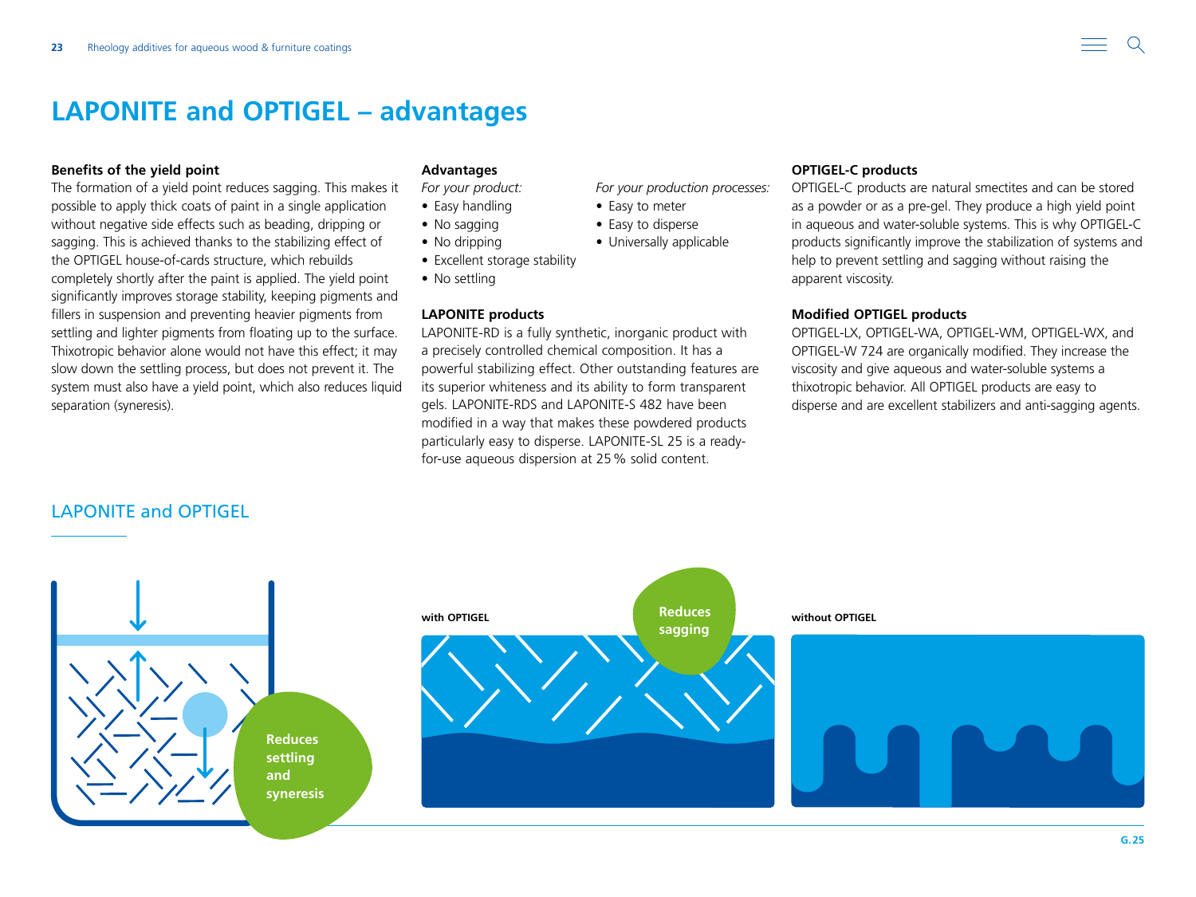# LAPONITE and OPTIGEL – advantages

**Benefits of the yield point**

The formation of a yield point reduces sagging. This makes it possible to apply thick coats of paint in a single application without negative side effects such as beading, dripping or sagging. This is achieved thanks to the stabilizing effect of the OPTIGEL house-of-cards structure, which rebuilds completely shortly after the paint is applied. The yield point significantly improves storage stability, keeping pigments and fillers in suspension and preventing heavier pigments from settling and lighter pigments from floating up to the surface. Thixotropic behavior alone would not have this effect; it may slow down the settling process, but does not prevent it. The system must also have a yield point, which also reduces liquid separation (syneresis).

**Advantages**

*For your product:*

- Easy handling
- No sagging
- No dripping
- Excellent storage stability
- No settling

*For your production processes:*

- Easy to meter
- Easy to disperse
- Universally applicable

**LAPONITE products**

LAPONITE-RD is a fully synthetic, inorganic product with a precisely controlled chemical composition. It has a powerful stabilizing effect. Other outstanding features are its superior whiteness and its ability to form transparent gels. LAPONITE-RDS and LAPONITE-S 482 have been modified in a way that makes these powdered products particularly easy to disperse. LAPONITE-SL 25 is a ready-for-use aqueous dispersion at 25 % solid content.

**OPTIGEL-C products**

OPTIGEL-C products are natural smectites and can be stored as a powder or as a pre-gel. They produce a high yield point in aqueous and water-soluble systems. This is why OPTIGEL-C products significantly improve the stabilization of systems and help to prevent settling and sagging without raising the apparent viscosity.

**Modified OPTIGEL products**

OPTIGEL-LX, OPTIGEL-WA, OPTIGEL-WM, OPTIGEL-WX, and OPTIGEL-W 724 are organically modified. They increase the viscosity and give aqueous and water-soluble systems a thixotropic behavior. All OPTIGEL products are easy to disperse and are excellent stabilizers and anti-sagging agents.

## LAPONITE and OPTIGEL

Reduces settling and syneresis

with OPTIGEL — Reduces sagging

without OPTIGEL

G. 25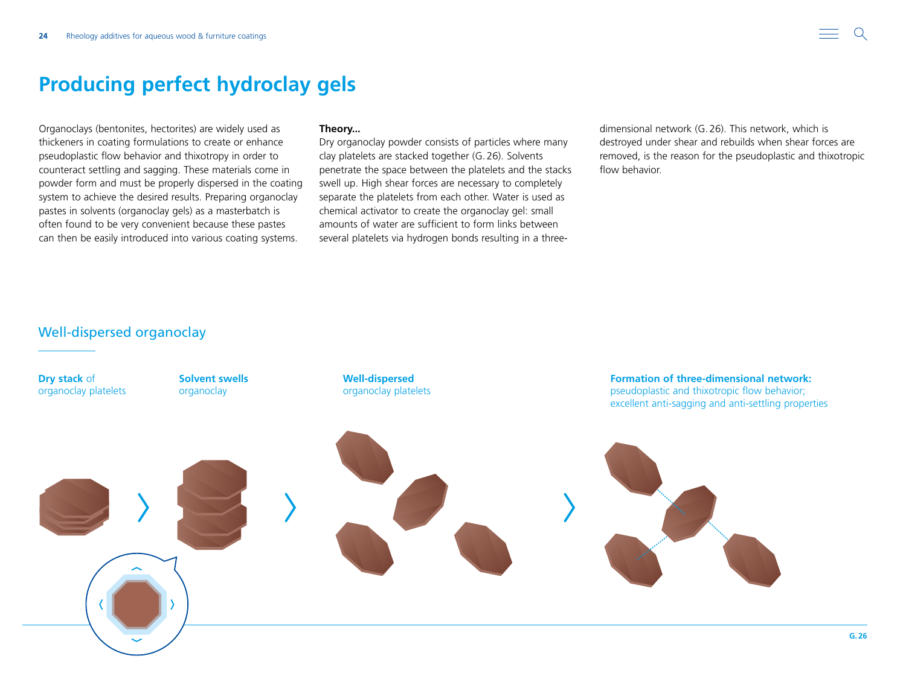# Producing perfect hydroclay gels

Organoclays (bentonites, hectorites) are widely used as thickeners in coating formulations to create or enhance pseudoplastic flow behavior and thixotropy in order to counteract settling and sagging. These materials come in powder form and must be properly dispersed in the coating system to achieve the desired results. Preparing organoclay pastes in solvents (organoclay gels) as a masterbatch is often found to be very convenient because these pastes can then be easily introduced into various coating systems.

**Theory...**
Dry organoclay powder consists of particles where many clay platelets are stacked together (G. 26). Solvents penetrate the space between the platelets and the stacks swell up. High shear forces are necessary to completely separate the platelets from each other. Water is used as chemical activator to create the organoclay gel: small amounts of water are sufficient to form links between several platelets via hydrogen bonds resulting in a three-dimensional network (G. 26). This network, which is destroyed under shear and rebuilds when shear forces are removed, is the reason for the pseudoplastic and thixotropic flow behavior.

## Well-dispersed organoclay

**Dry stack** of organoclay platelets

**Solvent swells** organoclay

**Well-dispersed** organoclay platelets

**Formation of three-dimensional network:** pseudoplastic and thixotropic flow behavior; excellent anti-sagging and anti-settling properties

G. 26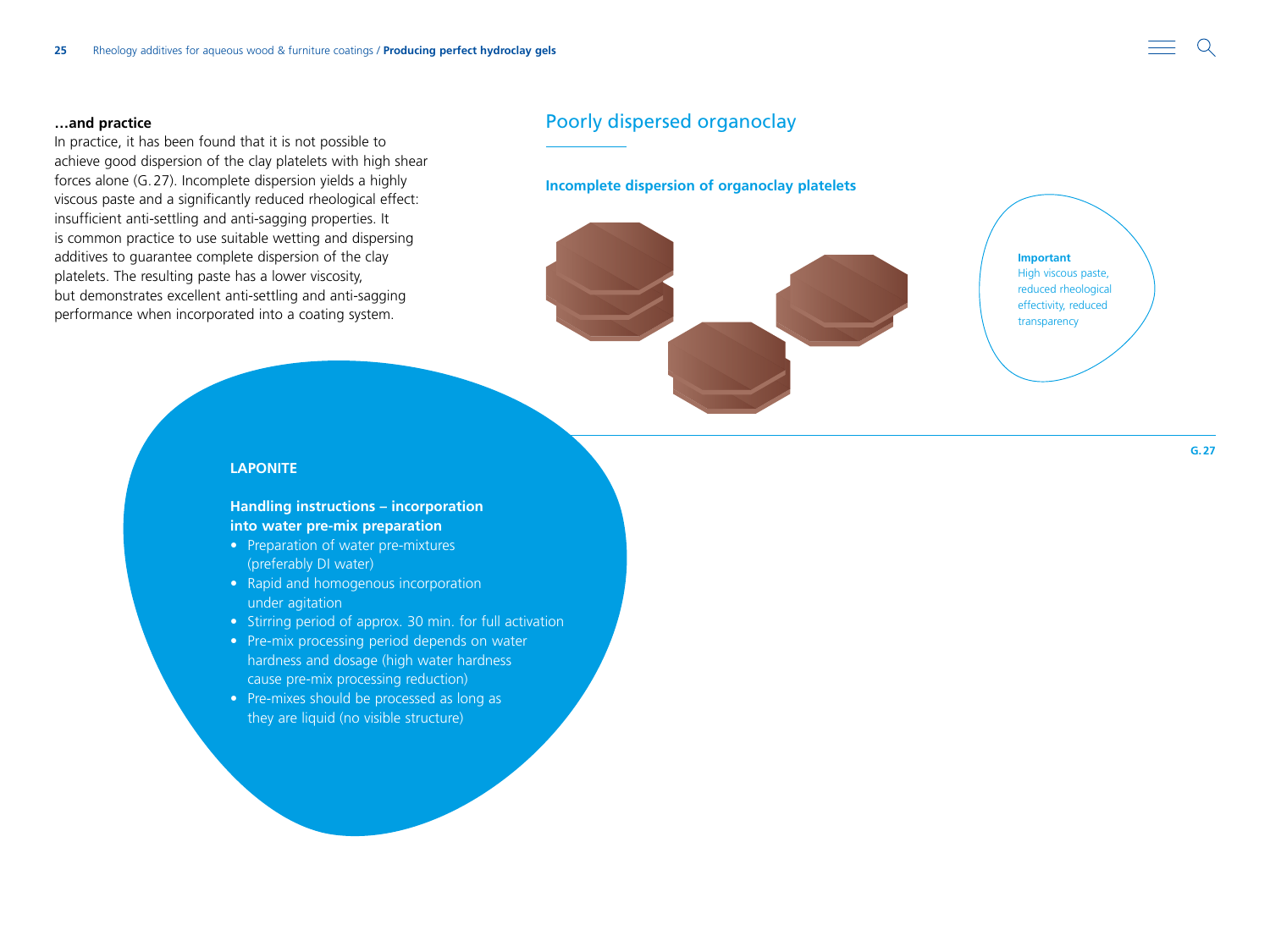**…and practice**

In practice, it has been found that it is not possible to achieve good dispersion of the clay platelets with high shear forces alone (G. 27). Incomplete dispersion yields a highly viscous paste and a significantly reduced rheological effect: insufficient anti-settling and anti-sagging properties. It is common practice to use suitable wetting and dispersing additives to guarantee complete dispersion of the clay platelets. The resulting paste has a lower viscosity, but demonstrates excellent anti-settling and anti-sagging performance when incorporated into a coating system.

## Poorly dispersed organoclay

### Incomplete dispersion of organoclay platelets

**Important**
High viscous paste, reduced rheological effectivity, reduced transparency

G. 27

**LAPONITE**

**Handling instructions – incorporation into water pre-mix preparation**

- Preparation of water pre-mixtures (preferably DI water)
- Rapid and homogenous incorporation under agitation
- Stirring period of approx. 30 min. for full activation
- Pre-mix processing period depends on water hardness and dosage (high water hardness cause pre-mix processing reduction)
- Pre-mixes should be processed as long as they are liquid (no visible structure)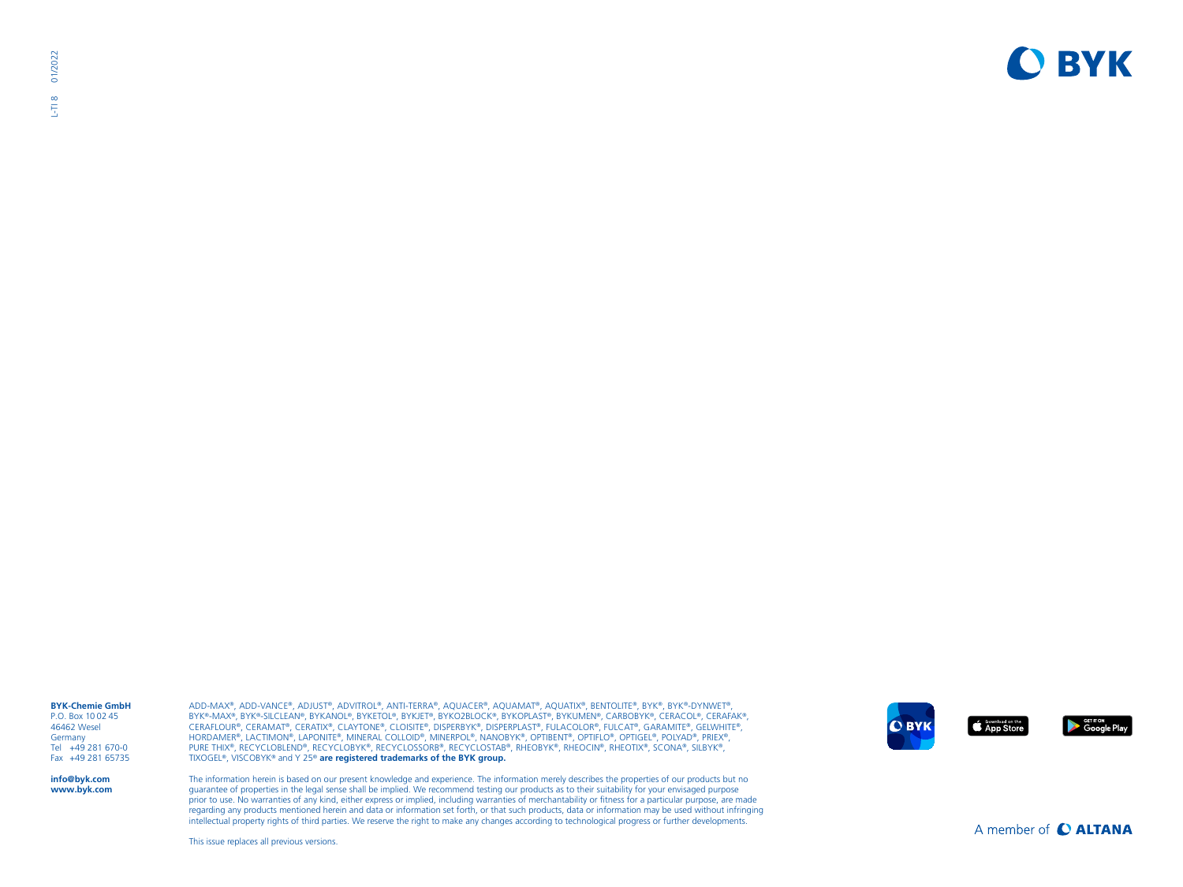L-TI 8 01/2022

**BYK-Chemie GmbH**
P.O. Box 10 02 45
46462 Wesel
Germany
Tel +49 281 670-0
Fax +49 281 65735

**info@byk.com**
**www.byk.com**

ADD-MAX®, ADD-VANCE®, ADJUST®, ADVITROL®, ANTI-TERRA®, AQUACER®, AQUAMAT®, AQUATIX®, BENTOLITE®, BYK®, BYK®-DYNWET®, BYK®-MAX®, BYK®-SILCLEAN®, BYKANOL®, BYKETOL®, BYKJET®, BYKO2BLOCK®, BYKOPLAST®, BYKUMEN®, CARBOBYK®, CERACOL®, CERAFAK®, CERAFLOUR®, CERAMAT®, CERATIX®, CLAYTONE®, CLOISITE®, DISPERBYK®, DISPERPLAST®, FULACOLOR®, FULCAT®, GARAMITE®, GELWHITE®, HORDAMER®, LACTIMON®, LAPONITE®, MINERAL COLLOID®, MINERPOL®, NANOBYK®, OPTIBENT®, OPTIFLO®, OPTIGEL®, POLYAD®, PRIEX®, PURE THIX®, RECYCLOBLEND®, RECYCLOBYK®, RECYCLOSSORB®, RECYCLOSTAB®, RHEOBYK®, RHEOCIN®, RHEOTIX®, SCONA®, SILBYK®, TIXOGEL®, VISCOBYK® and Y 25® **are registered trademarks of the BYK group.**

The information herein is based on our present knowledge and experience. The information merely describes the properties of our products but no guarantee of properties in the legal sense shall be implied. We recommend testing our products as to their suitability for your envisaged purpose prior to use. No warranties of any kind, either express or implied, including warranties of merchantability or fitness for a particular purpose, are made regarding any products mentioned herein and data or information set forth, or that such products, data or information may be used without infringing intellectual property rights of third parties. We reserve the right to make any changes according to technological progress or further developments.

This issue replaces all previous versions.

A member of ALTANA